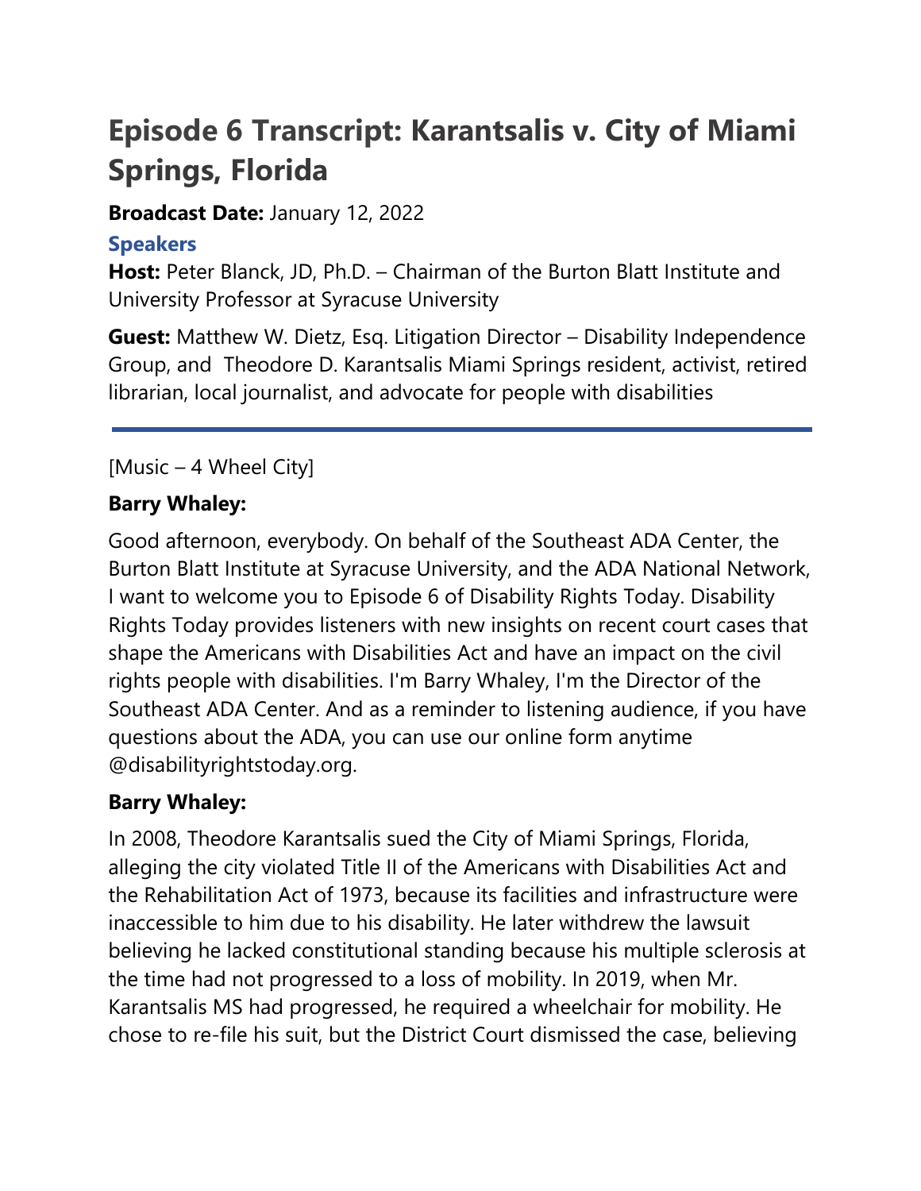# Episode 6 Transcript: Karantsalis v. City of Miami Springs, Florida

**Broadcast Date:** January 12, 2022

### Speakers

**Host:** Peter Blanck, JD, Ph.D. – Chairman of the Burton Blatt Institute and University Professor at Syracuse University

**Guest:** Matthew W. Dietz, Esq. Litigation Director – Disability Independence Group, and Theodore D. Karantsalis Miami Springs resident, activist, retired librarian, local journalist, and advocate for people with disabilities

---

[Music – 4 Wheel City]

**Barry Whaley:**

Good afternoon, everybody. On behalf of the Southeast ADA Center, the Burton Blatt Institute at Syracuse University, and the ADA National Network, I want to welcome you to Episode 6 of Disability Rights Today. Disability Rights Today provides listeners with new insights on recent court cases that shape the Americans with Disabilities Act and have an impact on the civil rights people with disabilities. I'm Barry Whaley, I'm the Director of the Southeast ADA Center. And as a reminder to listening audience, if you have questions about the ADA, you can use our online form anytime @disabilityrightstoday.org.

**Barry Whaley:**

In 2008, Theodore Karantsalis sued the City of Miami Springs, Florida, alleging the city violated Title II of the Americans with Disabilities Act and the Rehabilitation Act of 1973, because its facilities and infrastructure were inaccessible to him due to his disability. He later withdrew the lawsuit believing he lacked constitutional standing because his multiple sclerosis at the time had not progressed to a loss of mobility. In 2019, when Mr. Karantsalis MS had progressed, he required a wheelchair for mobility. He chose to re-file his suit, but the District Court dismissed the case, believing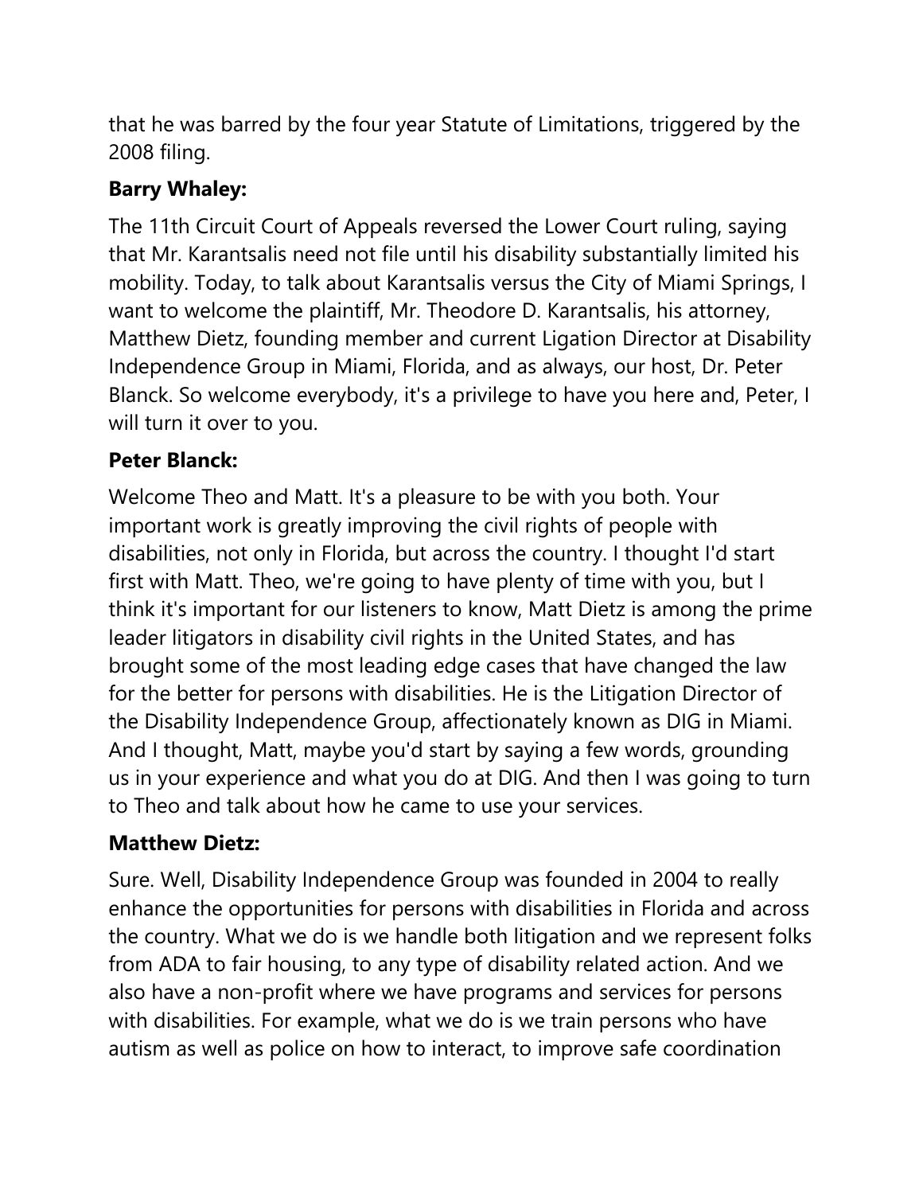that he was barred by the four year Statute of Limitations, triggered by the 2008 filing.

**Barry Whaley:**

The 11th Circuit Court of Appeals reversed the Lower Court ruling, saying that Mr. Karantsalis need not file until his disability substantially limited his mobility. Today, to talk about Karantsalis versus the City of Miami Springs, I want to welcome the plaintiff, Mr. Theodore D. Karantsalis, his attorney, Matthew Dietz, founding member and current Ligation Director at Disability Independence Group in Miami, Florida, and as always, our host, Dr. Peter Blanck. So welcome everybody, it's a privilege to have you here and, Peter, I will turn it over to you.

**Peter Blanck:**

Welcome Theo and Matt. It's a pleasure to be with you both. Your important work is greatly improving the civil rights of people with disabilities, not only in Florida, but across the country. I thought I'd start first with Matt. Theo, we're going to have plenty of time with you, but I think it's important for our listeners to know, Matt Dietz is among the prime leader litigators in disability civil rights in the United States, and has brought some of the most leading edge cases that have changed the law for the better for persons with disabilities. He is the Litigation Director of the Disability Independence Group, affectionately known as DIG in Miami. And I thought, Matt, maybe you'd start by saying a few words, grounding us in your experience and what you do at DIG. And then I was going to turn to Theo and talk about how he came to use your services.

**Matthew Dietz:**

Sure. Well, Disability Independence Group was founded in 2004 to really enhance the opportunities for persons with disabilities in Florida and across the country. What we do is we handle both litigation and we represent folks from ADA to fair housing, to any type of disability related action. And we also have a non-profit where we have programs and services for persons with disabilities. For example, what we do is we train persons who have autism as well as police on how to interact, to improve safe coordination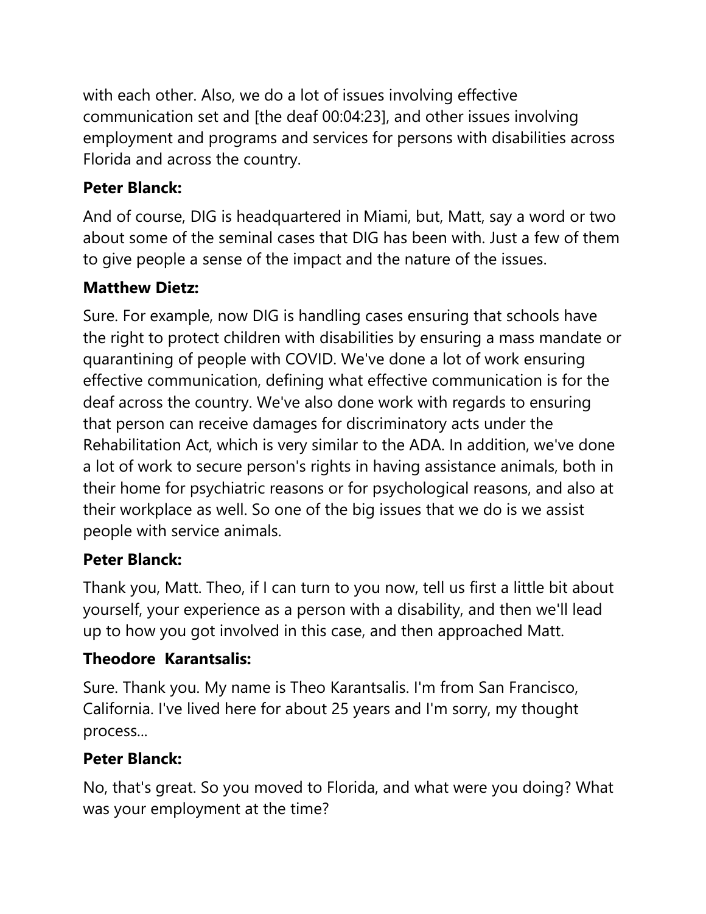with each other. Also, we do a lot of issues involving effective communication set and [the deaf 00:04:23], and other issues involving employment and programs and services for persons with disabilities across Florida and across the country.

**Peter Blanck:**

And of course, DIG is headquartered in Miami, but, Matt, say a word or two about some of the seminal cases that DIG has been with. Just a few of them to give people a sense of the impact and the nature of the issues.

**Matthew Dietz:**

Sure. For example, now DIG is handling cases ensuring that schools have the right to protect children with disabilities by ensuring a mass mandate or quarantining of people with COVID. We've done a lot of work ensuring effective communication, defining what effective communication is for the deaf across the country. We've also done work with regards to ensuring that person can receive damages for discriminatory acts under the Rehabilitation Act, which is very similar to the ADA. In addition, we've done a lot of work to secure person's rights in having assistance animals, both in their home for psychiatric reasons or for psychological reasons, and also at their workplace as well. So one of the big issues that we do is we assist people with service animals.

**Peter Blanck:**

Thank you, Matt. Theo, if I can turn to you now, tell us first a little bit about yourself, your experience as a person with a disability, and then we'll lead up to how you got involved in this case, and then approached Matt.

**Theodore Karantsalis:**

Sure. Thank you. My name is Theo Karantsalis. I'm from San Francisco, California. I've lived here for about 25 years and I'm sorry, my thought process...

**Peter Blanck:**

No, that's great. So you moved to Florida, and what were you doing? What was your employment at the time?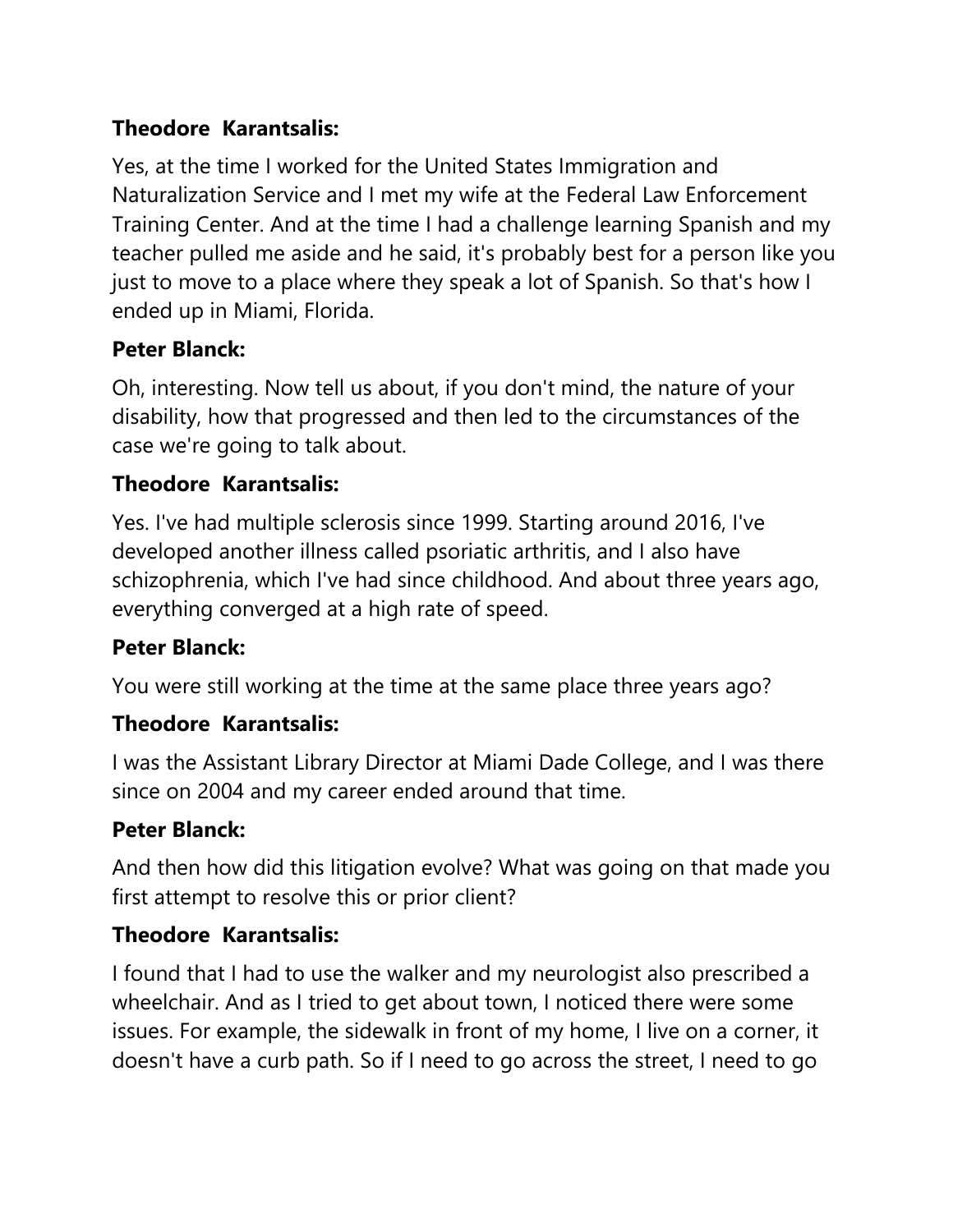**Theodore  Karantsalis:**

Yes, at the time I worked for the United States Immigration and Naturalization Service and I met my wife at the Federal Law Enforcement Training Center. And at the time I had a challenge learning Spanish and my teacher pulled me aside and he said, it's probably best for a person like you just to move to a place where they speak a lot of Spanish. So that's how I ended up in Miami, Florida.

**Peter Blanck:**

Oh, interesting. Now tell us about, if you don't mind, the nature of your disability, how that progressed and then led to the circumstances of the case we're going to talk about.

**Theodore  Karantsalis:**

Yes. I've had multiple sclerosis since 1999. Starting around 2016, I've developed another illness called psoriatic arthritis, and I also have schizophrenia, which I've had since childhood. And about three years ago, everything converged at a high rate of speed.

**Peter Blanck:**

You were still working at the time at the same place three years ago?

**Theodore  Karantsalis:**

I was the Assistant Library Director at Miami Dade College, and I was there since on 2004 and my career ended around that time.

**Peter Blanck:**

And then how did this litigation evolve? What was going on that made you first attempt to resolve this or prior client?

**Theodore  Karantsalis:**

I found that I had to use the walker and my neurologist also prescribed a wheelchair. And as I tried to get about town, I noticed there were some issues. For example, the sidewalk in front of my home, I live on a corner, it doesn't have a curb path. So if I need to go across the street, I need to go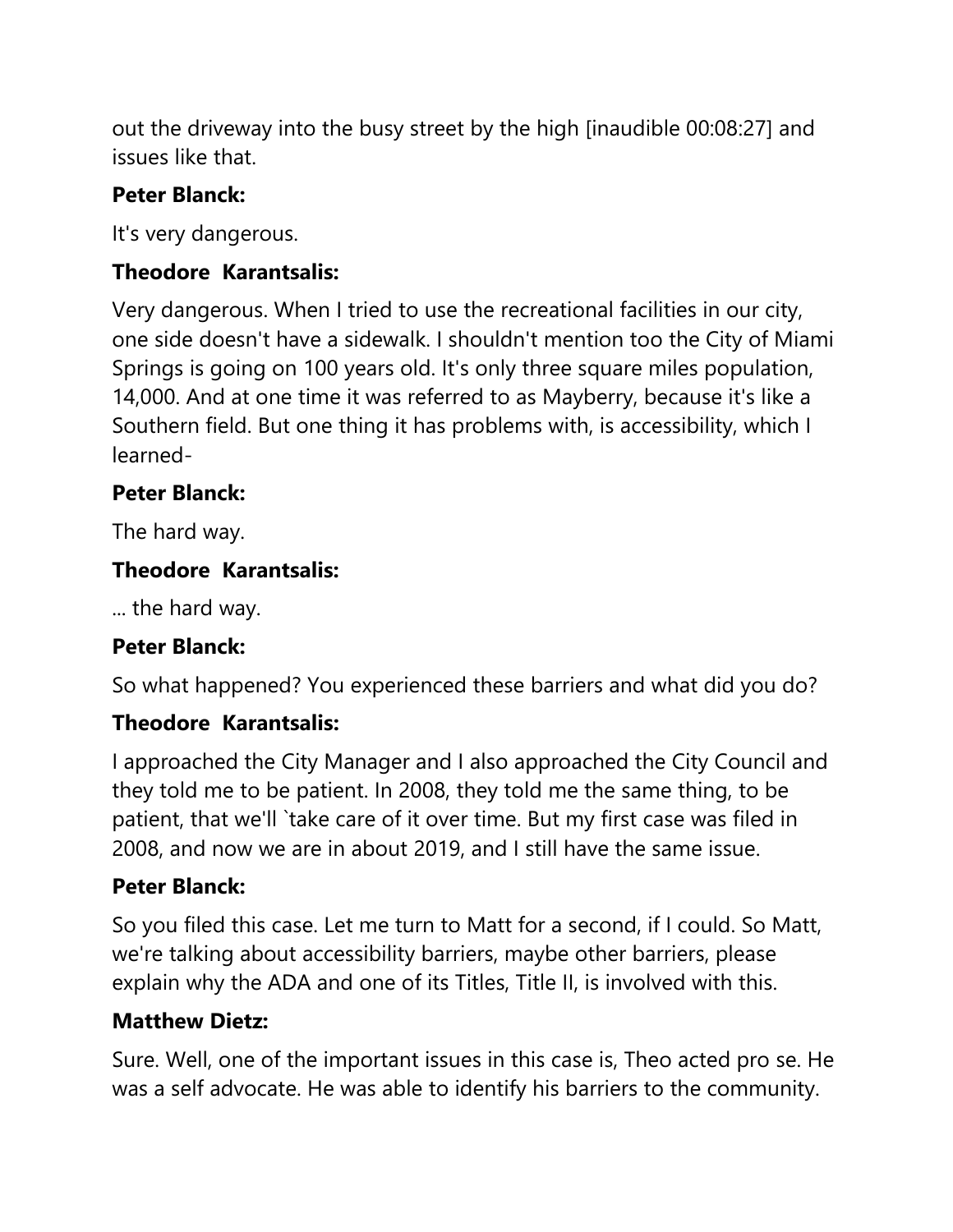out the driveway into the busy street by the high [inaudible 00:08:27] and issues like that.

**Peter Blanck:**

It's very dangerous.

**Theodore Karantsalis:**

Very dangerous. When I tried to use the recreational facilities in our city, one side doesn't have a sidewalk. I shouldn't mention too the City of Miami Springs is going on 100 years old. It's only three square miles population, 14,000. And at one time it was referred to as Mayberry, because it's like a Southern field. But one thing it has problems with, is accessibility, which I learned-

**Peter Blanck:**

The hard way.

**Theodore Karantsalis:**

... the hard way.

**Peter Blanck:**

So what happened? You experienced these barriers and what did you do?

**Theodore Karantsalis:**

I approached the City Manager and I also approached the City Council and they told me to be patient. In 2008, they told me the same thing, to be patient, that we'll `take care of it over time. But my first case was filed in 2008, and now we are in about 2019, and I still have the same issue.

**Peter Blanck:**

So you filed this case. Let me turn to Matt for a second, if I could. So Matt, we're talking about accessibility barriers, maybe other barriers, please explain why the ADA and one of its Titles, Title II, is involved with this.

**Matthew Dietz:**

Sure. Well, one of the important issues in this case is, Theo acted pro se. He was a self advocate. He was able to identify his barriers to the community.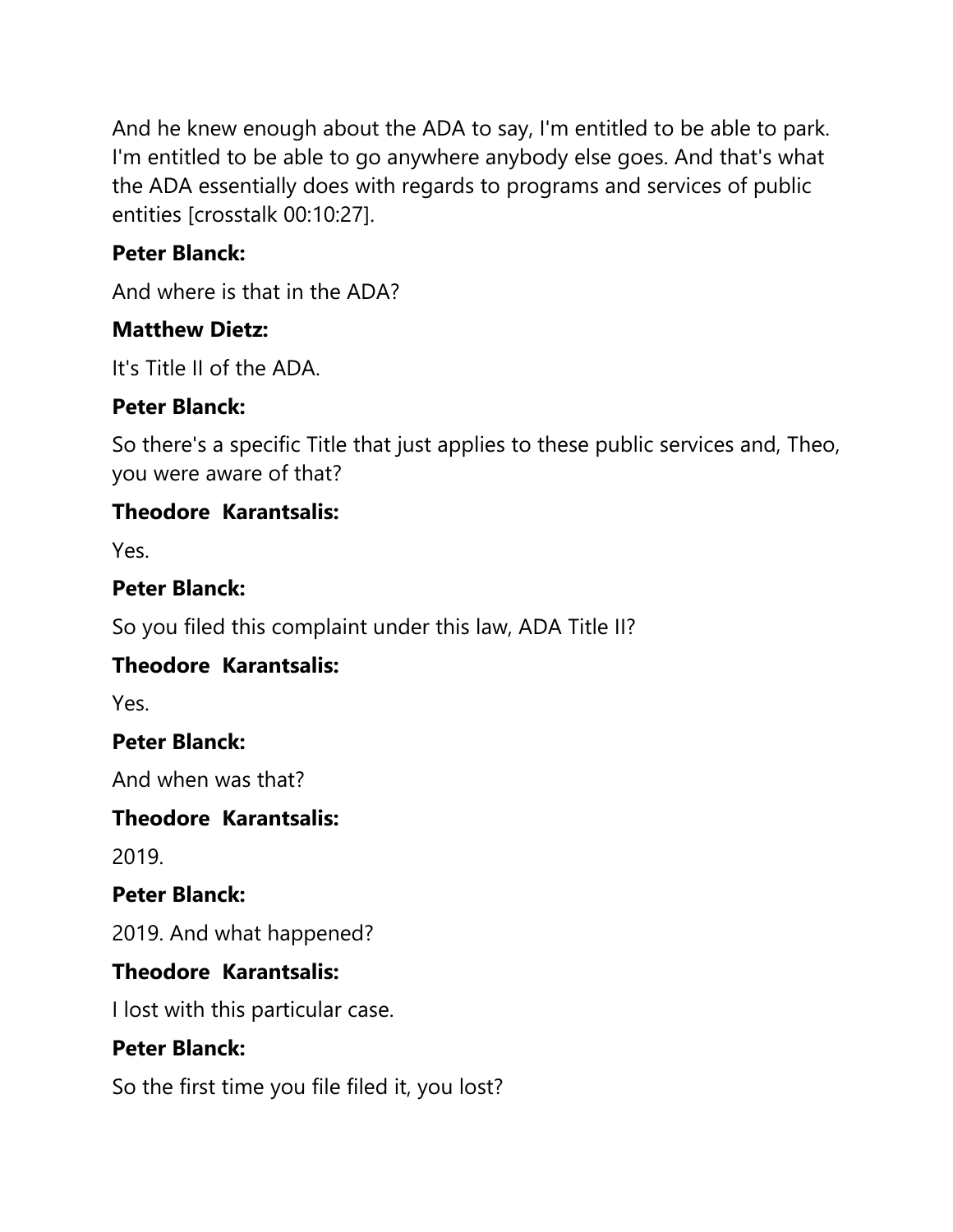And he knew enough about the ADA to say, I'm entitled to be able to park. I'm entitled to be able to go anywhere anybody else goes. And that's what the ADA essentially does with regards to programs and services of public entities [crosstalk 00:10:27].

**Peter Blanck:**

And where is that in the ADA?

**Matthew Dietz:**

It's Title II of the ADA.

**Peter Blanck:**

So there's a specific Title that just applies to these public services and, Theo, you were aware of that?

**Theodore Karantsalis:**

Yes.

**Peter Blanck:**

So you filed this complaint under this law, ADA Title II?

**Theodore Karantsalis:**

Yes.

**Peter Blanck:**

And when was that?

**Theodore Karantsalis:**

2019.

**Peter Blanck:**

2019. And what happened?

**Theodore Karantsalis:**

I lost with this particular case.

**Peter Blanck:**

So the first time you file filed it, you lost?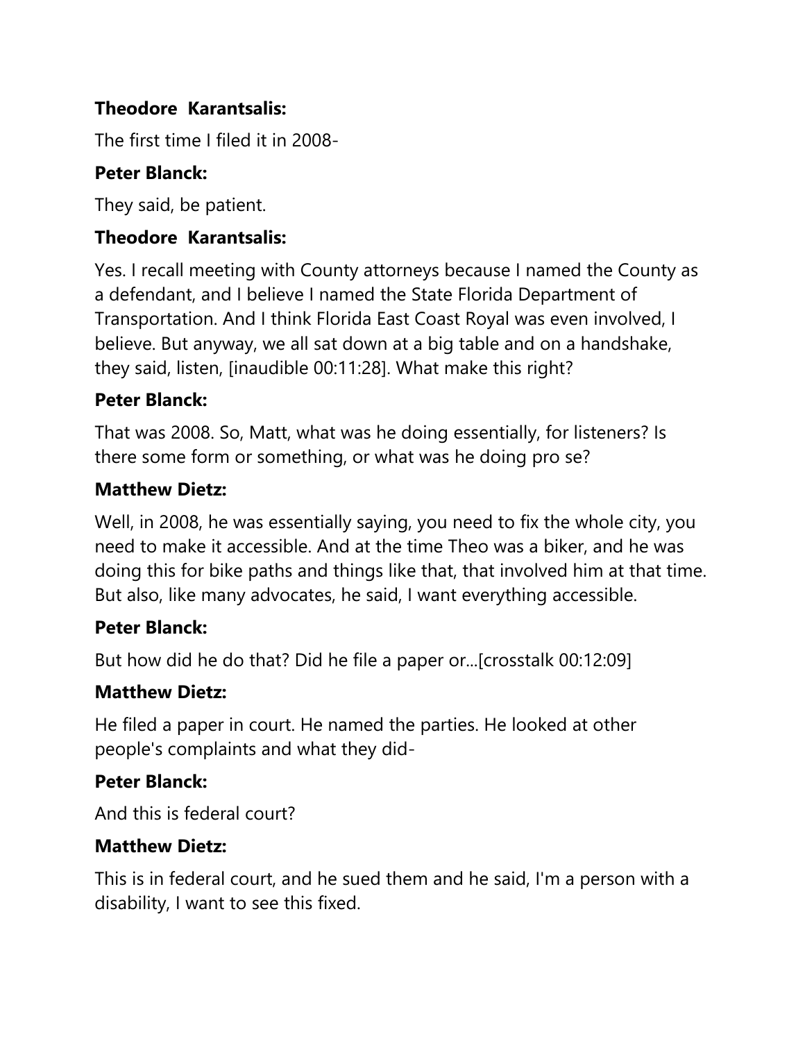**Theodore Karantsalis:**

The first time I filed it in 2008-

**Peter Blanck:**

They said, be patient.

**Theodore Karantsalis:**

Yes. I recall meeting with County attorneys because I named the County as a defendant, and I believe I named the State Florida Department of Transportation. And I think Florida East Coast Royal was even involved, I believe. But anyway, we all sat down at a big table and on a handshake, they said, listen, [inaudible 00:11:28]. What make this right?

**Peter Blanck:**

That was 2008. So, Matt, what was he doing essentially, for listeners? Is there some form or something, or what was he doing pro se?

**Matthew Dietz:**

Well, in 2008, he was essentially saying, you need to fix the whole city, you need to make it accessible. And at the time Theo was a biker, and he was doing this for bike paths and things like that, that involved him at that time. But also, like many advocates, he said, I want everything accessible.

**Peter Blanck:**

But how did he do that? Did he file a paper or...[crosstalk 00:12:09]

**Matthew Dietz:**

He filed a paper in court. He named the parties. He looked at other people's complaints and what they did-

**Peter Blanck:**

And this is federal court?

**Matthew Dietz:**

This is in federal court, and he sued them and he said, I'm a person with a disability, I want to see this fixed.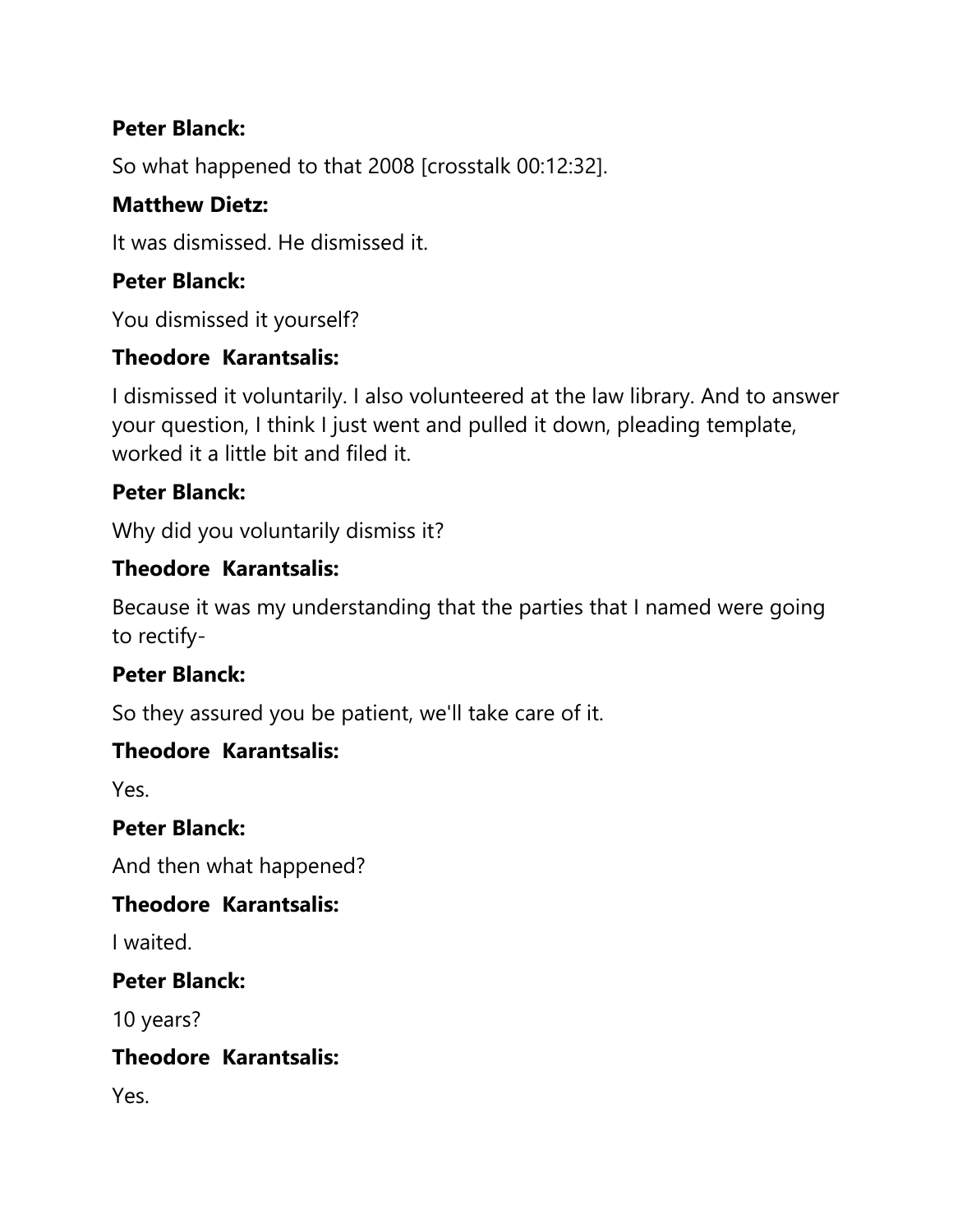**Peter Blanck:**

So what happened to that 2008 [crosstalk 00:12:32].

**Matthew Dietz:**

It was dismissed. He dismissed it.

**Peter Blanck:**

You dismissed it yourself?

**Theodore Karantsalis:**

I dismissed it voluntarily. I also volunteered at the law library. And to answer your question, I think I just went and pulled it down, pleading template, worked it a little bit and filed it.

**Peter Blanck:**

Why did you voluntarily dismiss it?

**Theodore Karantsalis:**

Because it was my understanding that the parties that I named were going to rectify-

**Peter Blanck:**

So they assured you be patient, we'll take care of it.

**Theodore Karantsalis:**

Yes.

**Peter Blanck:**

And then what happened?

**Theodore Karantsalis:**

I waited.

**Peter Blanck:**

10 years?

**Theodore Karantsalis:**

Yes.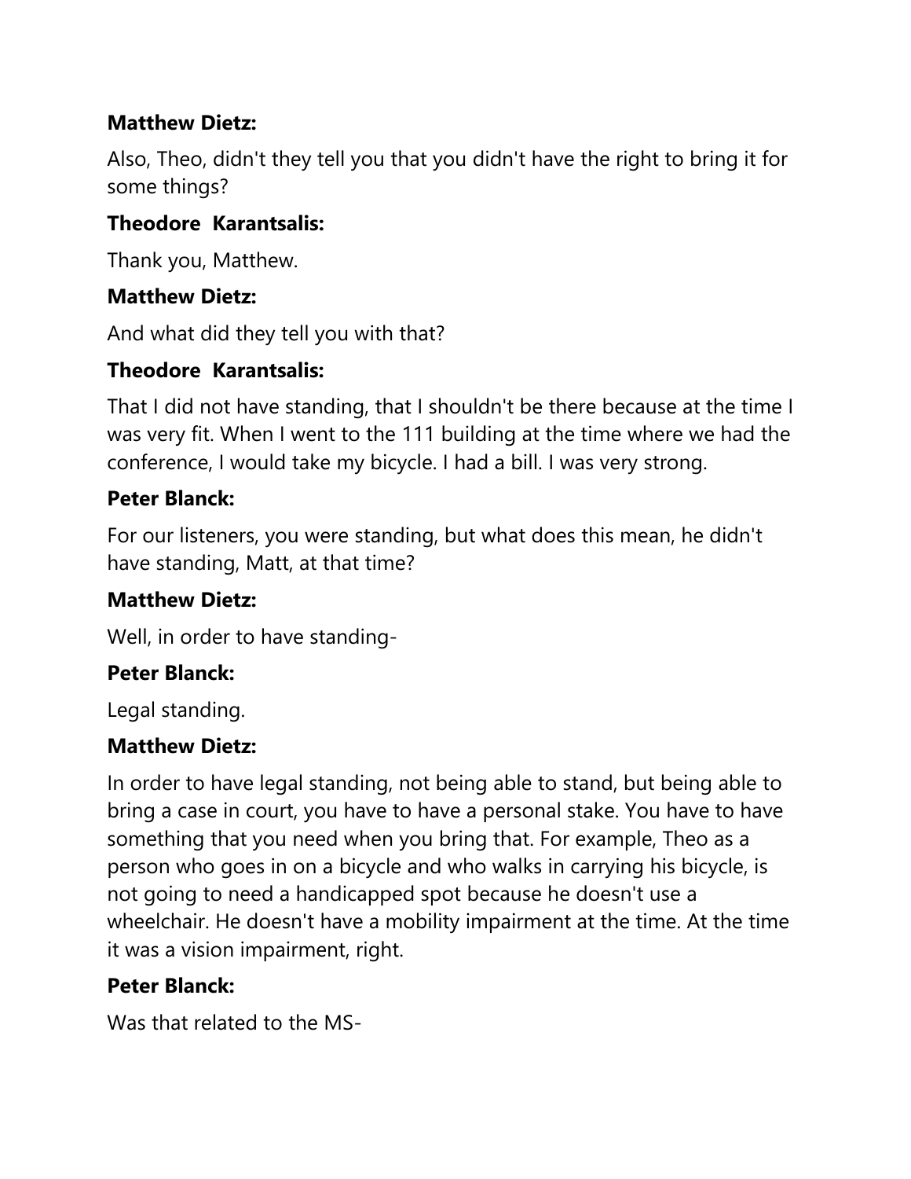**Matthew Dietz:**

Also, Theo, didn't they tell you that you didn't have the right to bring it for some things?

**Theodore Karantsalis:**

Thank you, Matthew.

**Matthew Dietz:**

And what did they tell you with that?

**Theodore Karantsalis:**

That I did not have standing, that I shouldn't be there because at the time I was very fit. When I went to the 111 building at the time where we had the conference, I would take my bicycle. I had a bill. I was very strong.

**Peter Blanck:**

For our listeners, you were standing, but what does this mean, he didn't have standing, Matt, at that time?

**Matthew Dietz:**

Well, in order to have standing-

**Peter Blanck:**

Legal standing.

**Matthew Dietz:**

In order to have legal standing, not being able to stand, but being able to bring a case in court, you have to have a personal stake. You have to have something that you need when you bring that. For example, Theo as a person who goes in on a bicycle and who walks in carrying his bicycle, is not going to need a handicapped spot because he doesn't use a wheelchair. He doesn't have a mobility impairment at the time. At the time it was a vision impairment, right.

**Peter Blanck:**

Was that related to the MS-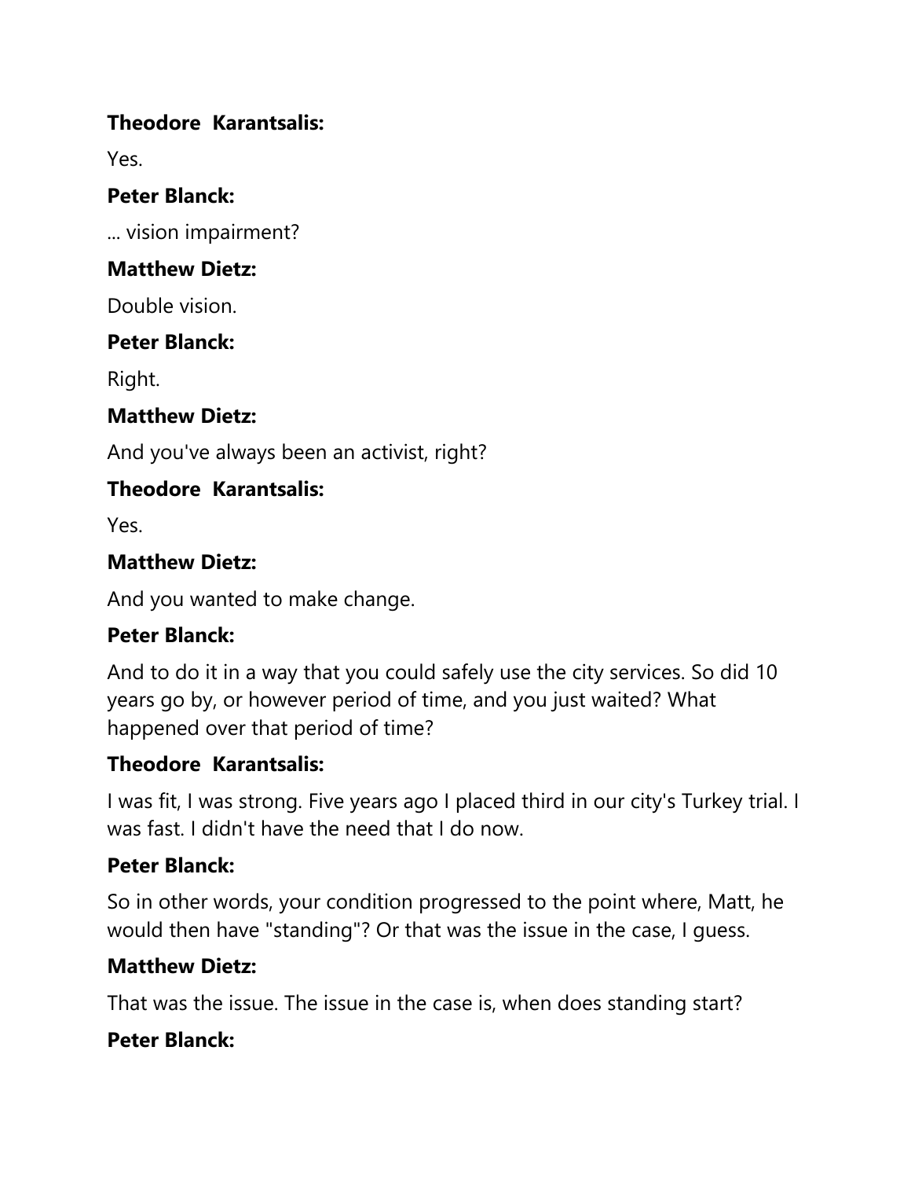**Theodore  Karantsalis:**

Yes.

**Peter Blanck:**

... vision impairment?

**Matthew Dietz:**

Double vision.

**Peter Blanck:**

Right.

**Matthew Dietz:**

And you've always been an activist, right?

**Theodore  Karantsalis:**

Yes.

**Matthew Dietz:**

And you wanted to make change.

**Peter Blanck:**

And to do it in a way that you could safely use the city services. So did 10 years go by, or however period of time, and you just waited? What happened over that period of time?

**Theodore  Karantsalis:**

I was fit, I was strong. Five years ago I placed third in our city's Turkey trial. I was fast. I didn't have the need that I do now.

**Peter Blanck:**

So in other words, your condition progressed to the point where, Matt, he would then have "standing"? Or that was the issue in the case, I guess.

**Matthew Dietz:**

That was the issue. The issue in the case is, when does standing start?

**Peter Blanck:**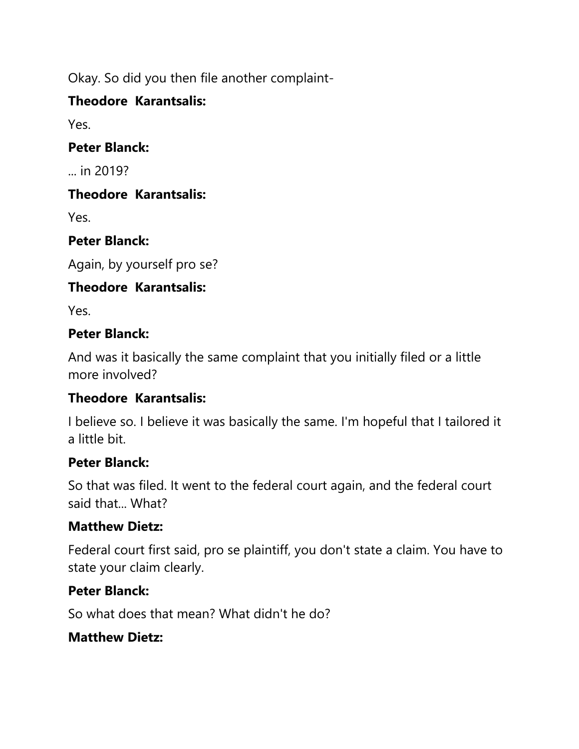Okay. So did you then file another complaint-

**Theodore  Karantsalis:**

Yes.

**Peter Blanck:**

... in 2019?

**Theodore  Karantsalis:**

Yes.

**Peter Blanck:**

Again, by yourself pro se?

**Theodore  Karantsalis:**

Yes.

**Peter Blanck:**

And was it basically the same complaint that you initially filed or a little more involved?

**Theodore  Karantsalis:**

I believe so. I believe it was basically the same. I'm hopeful that I tailored it a little bit.

**Peter Blanck:**

So that was filed. It went to the federal court again, and the federal court said that... What?

**Matthew Dietz:**

Federal court first said, pro se plaintiff, you don't state a claim. You have to state your claim clearly.

**Peter Blanck:**

So what does that mean? What didn't he do?

**Matthew Dietz:**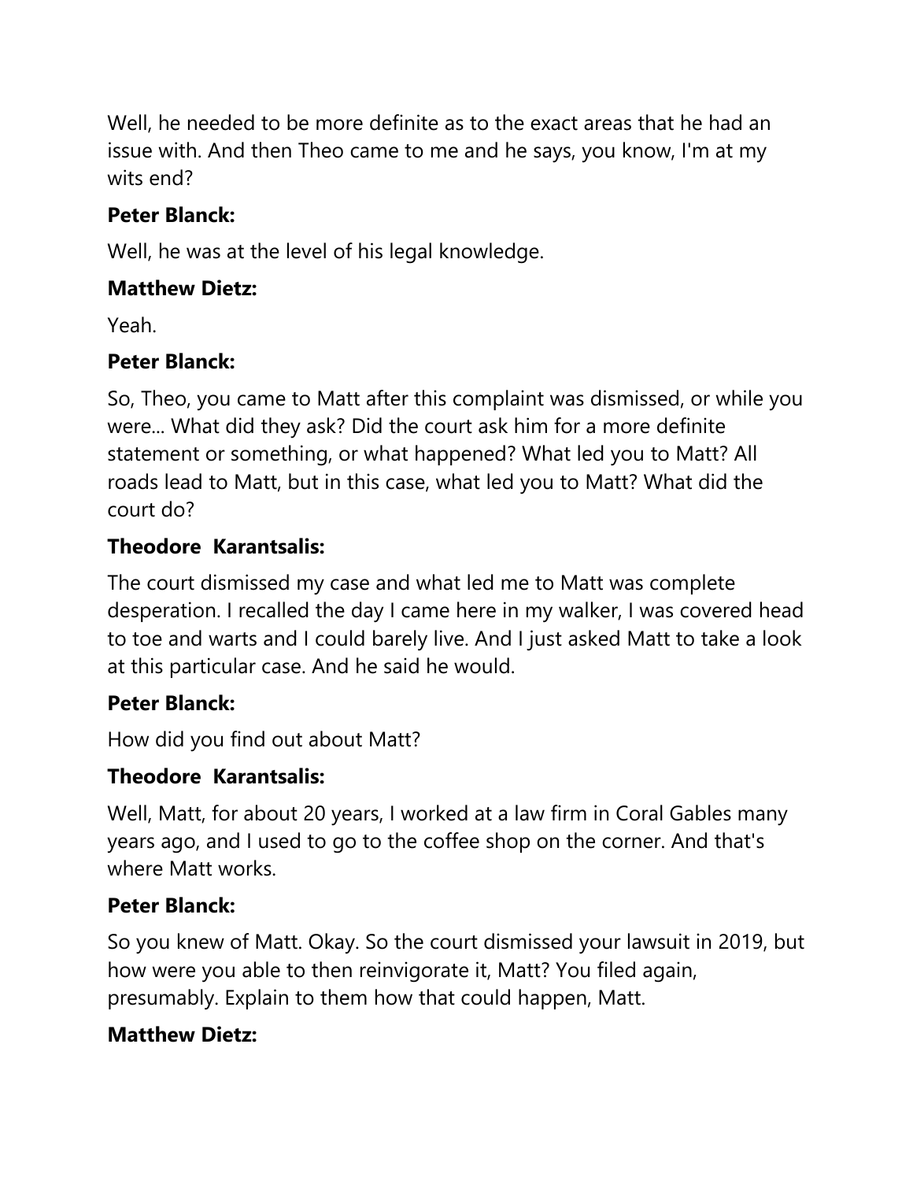Well, he needed to be more definite as to the exact areas that he had an issue with. And then Theo came to me and he says, you know, I'm at my wits end?

**Peter Blanck:**

Well, he was at the level of his legal knowledge.

**Matthew Dietz:**

Yeah.

**Peter Blanck:**

So, Theo, you came to Matt after this complaint was dismissed, or while you were... What did they ask? Did the court ask him for a more definite statement or something, or what happened? What led you to Matt? All roads lead to Matt, but in this case, what led you to Matt? What did the court do?

**Theodore Karantsalis:**

The court dismissed my case and what led me to Matt was complete desperation. I recalled the day I came here in my walker, I was covered head to toe and warts and I could barely live. And I just asked Matt to take a look at this particular case. And he said he would.

**Peter Blanck:**

How did you find out about Matt?

**Theodore Karantsalis:**

Well, Matt, for about 20 years, I worked at a law firm in Coral Gables many years ago, and I used to go to the coffee shop on the corner. And that's where Matt works.

**Peter Blanck:**

So you knew of Matt. Okay. So the court dismissed your lawsuit in 2019, but how were you able to then reinvigorate it, Matt? You filed again, presumably. Explain to them how that could happen, Matt.

**Matthew Dietz:**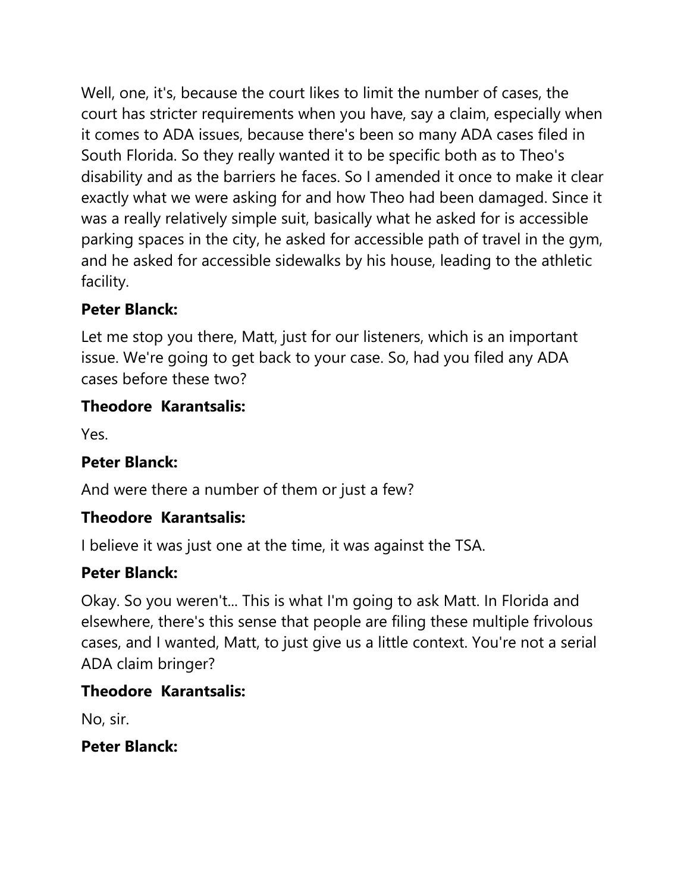Well, one, it's, because the court likes to limit the number of cases, the court has stricter requirements when you have, say a claim, especially when it comes to ADA issues, because there's been so many ADA cases filed in South Florida. So they really wanted it to be specific both as to Theo's disability and as the barriers he faces. So I amended it once to make it clear exactly what we were asking for and how Theo had been damaged. Since it was a really relatively simple suit, basically what he asked for is accessible parking spaces in the city, he asked for accessible path of travel in the gym, and he asked for accessible sidewalks by his house, leading to the athletic facility.

**Peter Blanck:**

Let me stop you there, Matt, just for our listeners, which is an important issue. We're going to get back to your case. So, had you filed any ADA cases before these two?

**Theodore Karantsalis:**

Yes.

**Peter Blanck:**

And were there a number of them or just a few?

**Theodore Karantsalis:**

I believe it was just one at the time, it was against the TSA.

**Peter Blanck:**

Okay. So you weren't... This is what I'm going to ask Matt. In Florida and elsewhere, there's this sense that people are filing these multiple frivolous cases, and I wanted, Matt, to just give us a little context. You're not a serial ADA claim bringer?

**Theodore Karantsalis:**

No, sir.

**Peter Blanck:**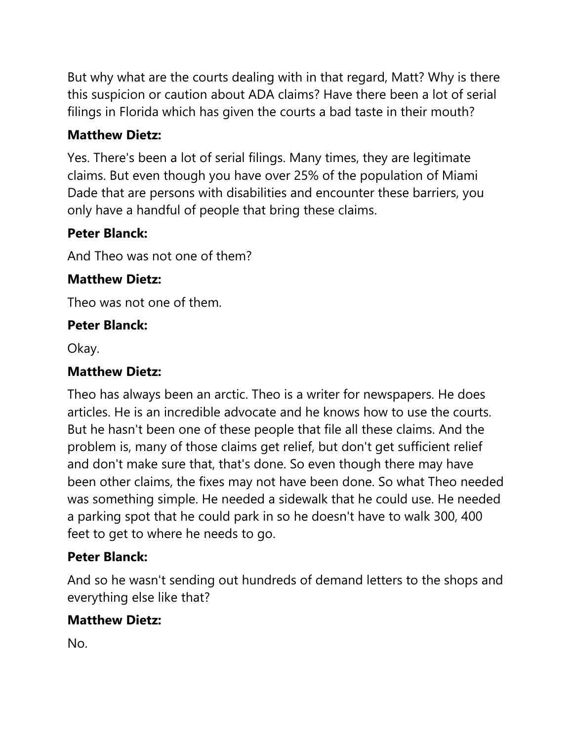But why what are the courts dealing with in that regard, Matt? Why is there this suspicion or caution about ADA claims? Have there been a lot of serial filings in Florida which has given the courts a bad taste in their mouth?

**Matthew Dietz:**

Yes. There's been a lot of serial filings. Many times, they are legitimate claims. But even though you have over 25% of the population of Miami Dade that are persons with disabilities and encounter these barriers, you only have a handful of people that bring these claims.

**Peter Blanck:**

And Theo was not one of them?

**Matthew Dietz:**

Theo was not one of them.

**Peter Blanck:**

Okay.

**Matthew Dietz:**

Theo has always been an arctic. Theo is a writer for newspapers. He does articles. He is an incredible advocate and he knows how to use the courts. But he hasn't been one of these people that file all these claims. And the problem is, many of those claims get relief, but don't get sufficient relief and don't make sure that, that's done. So even though there may have been other claims, the fixes may not have been done. So what Theo needed was something simple. He needed a sidewalk that he could use. He needed a parking spot that he could park in so he doesn't have to walk 300, 400 feet to get to where he needs to go.

**Peter Blanck:**

And so he wasn't sending out hundreds of demand letters to the shops and everything else like that?

**Matthew Dietz:**

No.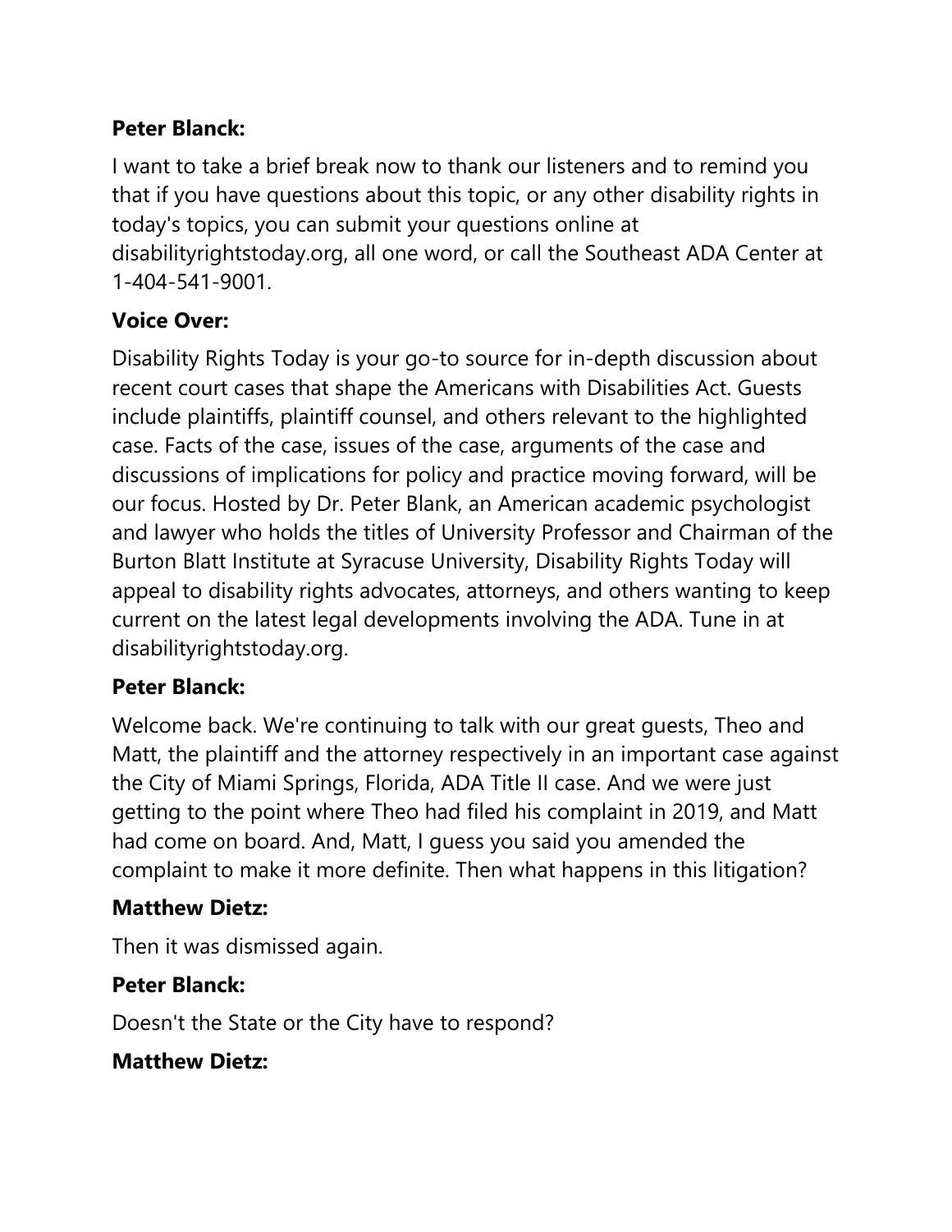**Peter Blanck:**

I want to take a brief break now to thank our listeners and to remind you that if you have questions about this topic, or any other disability rights in today's topics, you can submit your questions online at disabilityrightstoday.org, all one word, or call the Southeast ADA Center at 1-404-541-9001.

**Voice Over:**

Disability Rights Today is your go-to source for in-depth discussion about recent court cases that shape the Americans with Disabilities Act. Guests include plaintiffs, plaintiff counsel, and others relevant to the highlighted case. Facts of the case, issues of the case, arguments of the case and discussions of implications for policy and practice moving forward, will be our focus. Hosted by Dr. Peter Blank, an American academic psychologist and lawyer who holds the titles of University Professor and Chairman of the Burton Blatt Institute at Syracuse University, Disability Rights Today will appeal to disability rights advocates, attorneys, and others wanting to keep current on the latest legal developments involving the ADA. Tune in at disabilityrightstoday.org.

**Peter Blanck:**

Welcome back. We're continuing to talk with our great guests, Theo and Matt, the plaintiff and the attorney respectively in an important case against the City of Miami Springs, Florida, ADA Title II case. And we were just getting to the point where Theo had filed his complaint in 2019, and Matt had come on board. And, Matt, I guess you said you amended the complaint to make it more definite. Then what happens in this litigation?

**Matthew Dietz:**

Then it was dismissed again.

**Peter Blanck:**

Doesn't the State or the City have to respond?

**Matthew Dietz:**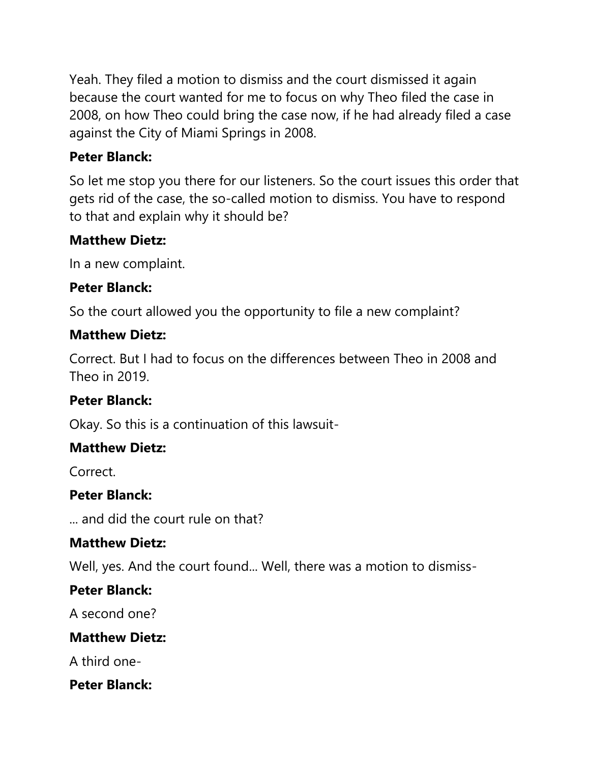Yeah. They filed a motion to dismiss and the court dismissed it again because the court wanted for me to focus on why Theo filed the case in 2008, on how Theo could bring the case now, if he had already filed a case against the City of Miami Springs in 2008.

**Peter Blanck:**

So let me stop you there for our listeners. So the court issues this order that gets rid of the case, the so-called motion to dismiss. You have to respond to that and explain why it should be?

**Matthew Dietz:**

In a new complaint.

**Peter Blanck:**

So the court allowed you the opportunity to file a new complaint?

**Matthew Dietz:**

Correct. But I had to focus on the differences between Theo in 2008 and Theo in 2019.

**Peter Blanck:**

Okay. So this is a continuation of this lawsuit-

**Matthew Dietz:**

Correct.

**Peter Blanck:**

... and did the court rule on that?

**Matthew Dietz:**

Well, yes. And the court found... Well, there was a motion to dismiss-

**Peter Blanck:**

A second one?

**Matthew Dietz:**

A third one-

**Peter Blanck:**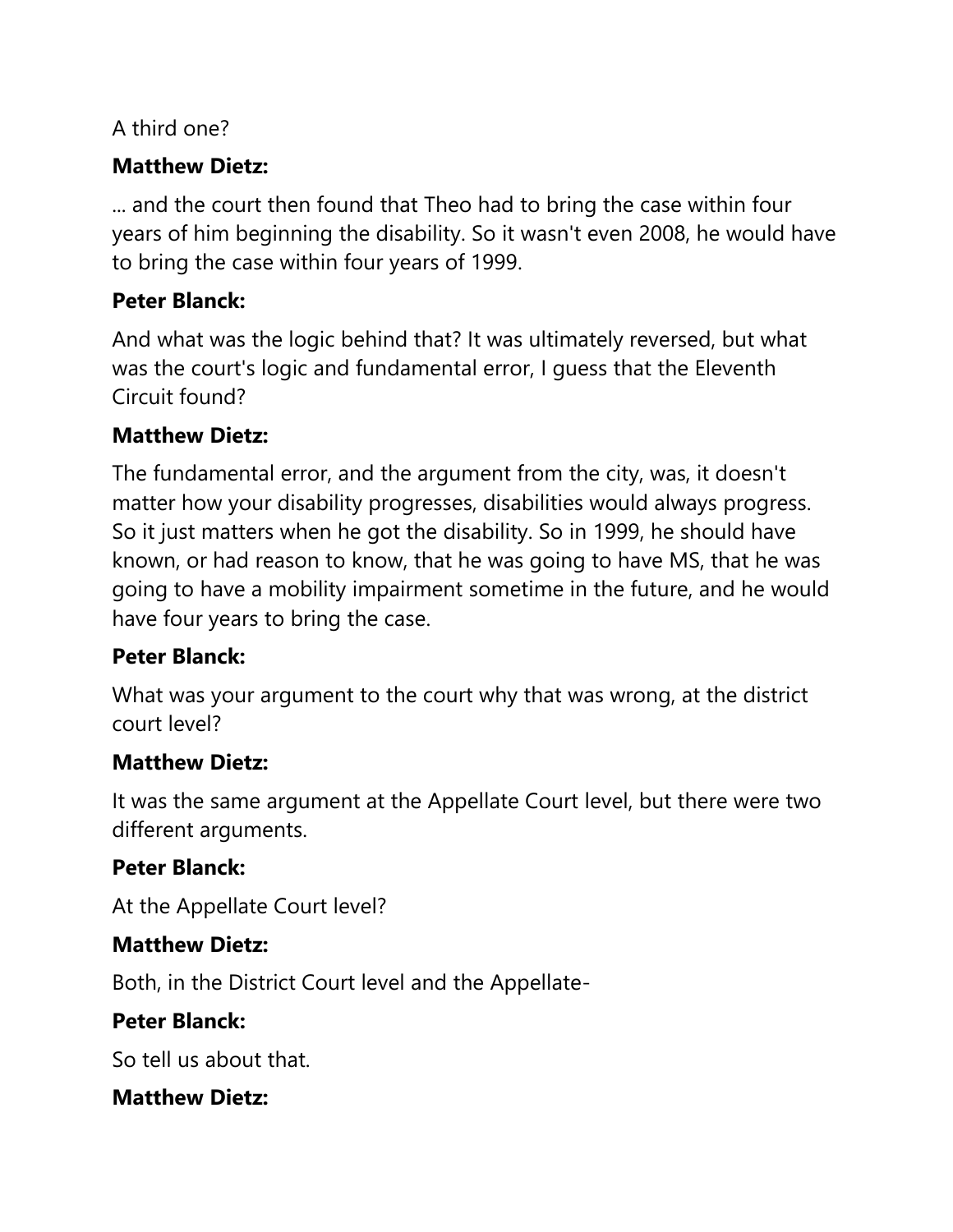A third one?

**Matthew Dietz:**

... and the court then found that Theo had to bring the case within four years of him beginning the disability. So it wasn't even 2008, he would have to bring the case within four years of 1999.

**Peter Blanck:**

And what was the logic behind that? It was ultimately reversed, but what was the court's logic and fundamental error, I guess that the Eleventh Circuit found?

**Matthew Dietz:**

The fundamental error, and the argument from the city, was, it doesn't matter how your disability progresses, disabilities would always progress. So it just matters when he got the disability. So in 1999, he should have known, or had reason to know, that he was going to have MS, that he was going to have a mobility impairment sometime in the future, and he would have four years to bring the case.

**Peter Blanck:**

What was your argument to the court why that was wrong, at the district court level?

**Matthew Dietz:**

It was the same argument at the Appellate Court level, but there were two different arguments.

**Peter Blanck:**

At the Appellate Court level?

**Matthew Dietz:**

Both, in the District Court level and the Appellate-

**Peter Blanck:**

So tell us about that.

**Matthew Dietz:**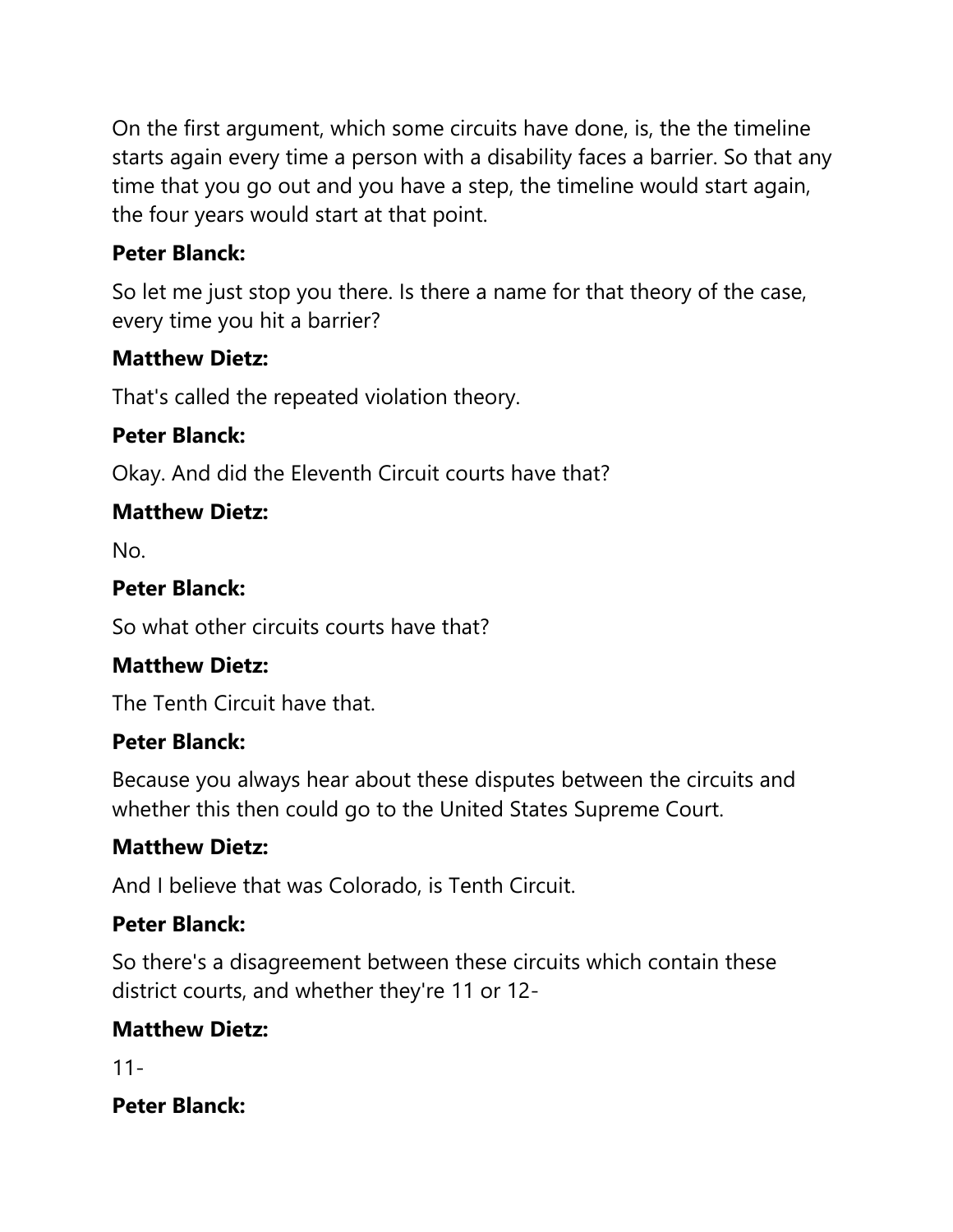On the first argument, which some circuits have done, is, the the timeline starts again every time a person with a disability faces a barrier. So that any time that you go out and you have a step, the timeline would start again, the four years would start at that point.

**Peter Blanck:**

So let me just stop you there. Is there a name for that theory of the case, every time you hit a barrier?

**Matthew Dietz:**

That's called the repeated violation theory.

**Peter Blanck:**

Okay. And did the Eleventh Circuit courts have that?

**Matthew Dietz:**

No.

**Peter Blanck:**

So what other circuits courts have that?

**Matthew Dietz:**

The Tenth Circuit have that.

**Peter Blanck:**

Because you always hear about these disputes between the circuits and whether this then could go to the United States Supreme Court.

**Matthew Dietz:**

And I believe that was Colorado, is Tenth Circuit.

**Peter Blanck:**

So there's a disagreement between these circuits which contain these district courts, and whether they're 11 or 12-

**Matthew Dietz:**

11-

**Peter Blanck:**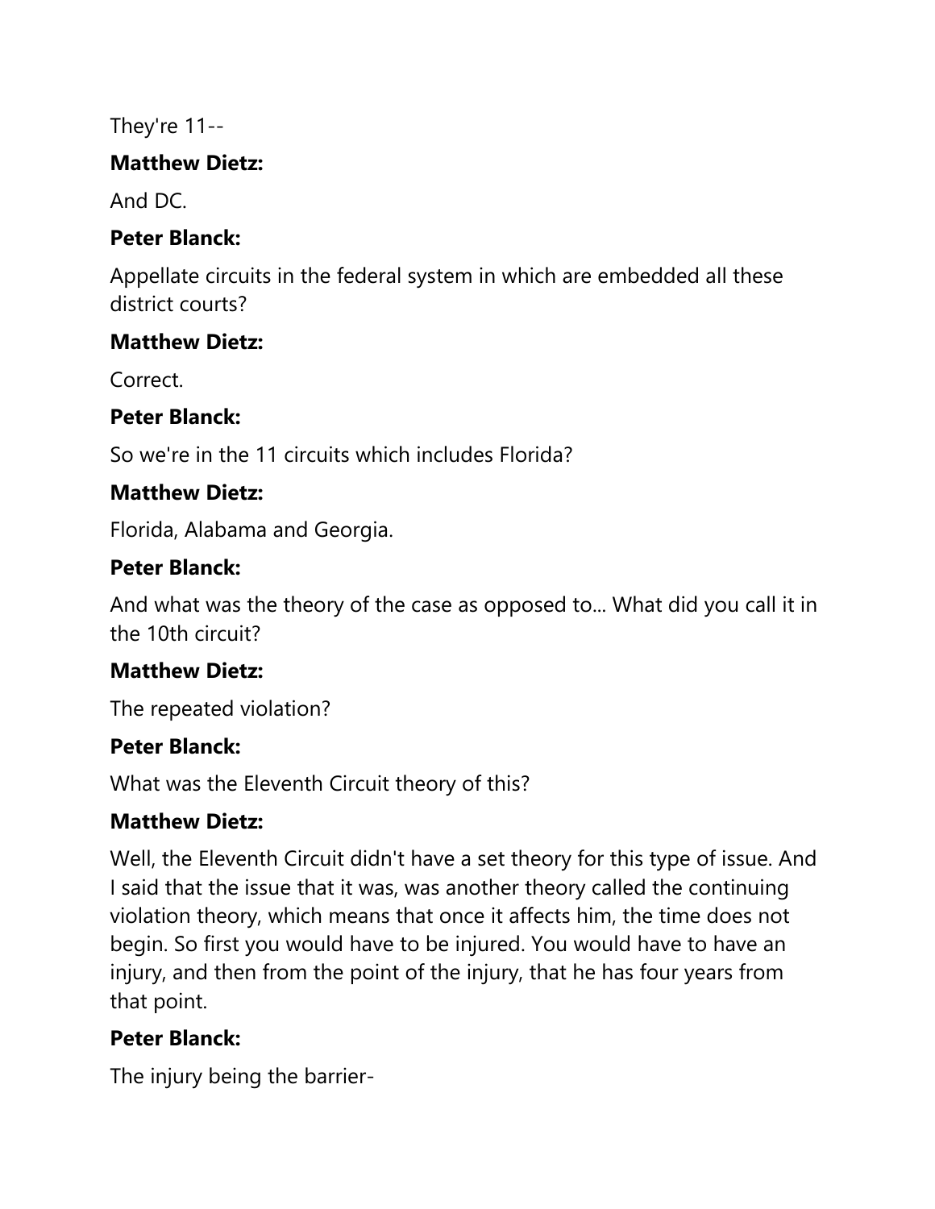They're 11--

**Matthew Dietz:**

And DC.

**Peter Blanck:**

Appellate circuits in the federal system in which are embedded all these district courts?

**Matthew Dietz:**

Correct.

**Peter Blanck:**

So we're in the 11 circuits which includes Florida?

**Matthew Dietz:**

Florida, Alabama and Georgia.

**Peter Blanck:**

And what was the theory of the case as opposed to... What did you call it in the 10th circuit?

**Matthew Dietz:**

The repeated violation?

**Peter Blanck:**

What was the Eleventh Circuit theory of this?

**Matthew Dietz:**

Well, the Eleventh Circuit didn't have a set theory for this type of issue. And I said that the issue that it was, was another theory called the continuing violation theory, which means that once it affects him, the time does not begin. So first you would have to be injured. You would have to have an injury, and then from the point of the injury, that he has four years from that point.

**Peter Blanck:**

The injury being the barrier-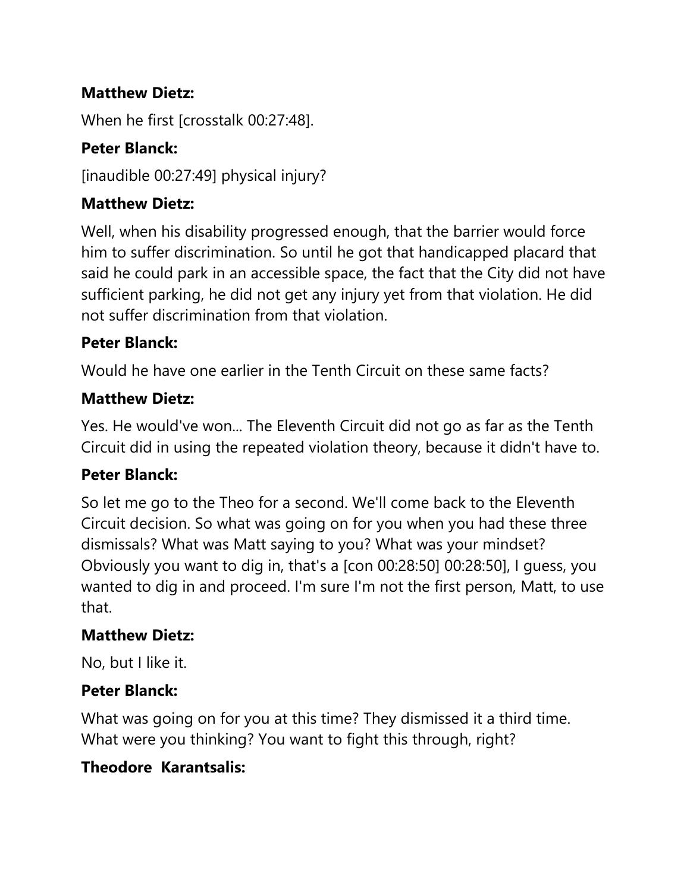**Matthew Dietz:**

When he first [crosstalk 00:27:48].

**Peter Blanck:**

[inaudible 00:27:49] physical injury?

**Matthew Dietz:**

Well, when his disability progressed enough, that the barrier would force him to suffer discrimination. So until he got that handicapped placard that said he could park in an accessible space, the fact that the City did not have sufficient parking, he did not get any injury yet from that violation. He did not suffer discrimination from that violation.

**Peter Blanck:**

Would he have one earlier in the Tenth Circuit on these same facts?

**Matthew Dietz:**

Yes. He would've won... The Eleventh Circuit did not go as far as the Tenth Circuit did in using the repeated violation theory, because it didn't have to.

**Peter Blanck:**

So let me go to the Theo for a second. We'll come back to the Eleventh Circuit decision. So what was going on for you when you had these three dismissals? What was Matt saying to you? What was your mindset? Obviously you want to dig in, that's a [con 00:28:50] 00:28:50], I guess, you wanted to dig in and proceed. I'm sure I'm not the first person, Matt, to use that.

**Matthew Dietz:**

No, but I like it.

**Peter Blanck:**

What was going on for you at this time? They dismissed it a third time. What were you thinking? You want to fight this through, right?

**Theodore Karantsalis:**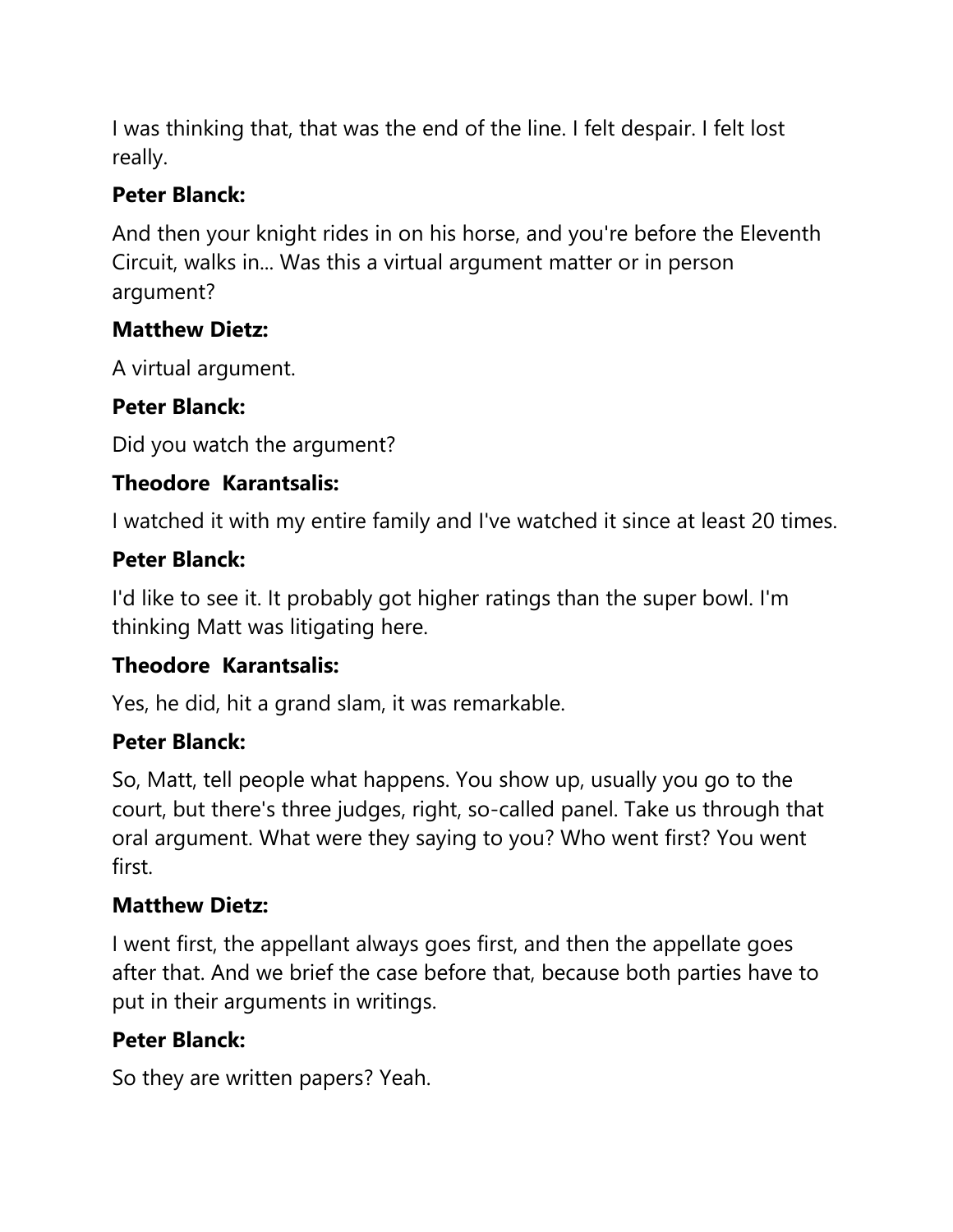I was thinking that, that was the end of the line. I felt despair. I felt lost really.

**Peter Blanck:**

And then your knight rides in on his horse, and you're before the Eleventh Circuit, walks in... Was this a virtual argument matter or in person argument?

**Matthew Dietz:**

A virtual argument.

**Peter Blanck:**

Did you watch the argument?

**Theodore Karantsalis:**

I watched it with my entire family and I've watched it since at least 20 times.

**Peter Blanck:**

I'd like to see it. It probably got higher ratings than the super bowl. I'm thinking Matt was litigating here.

**Theodore Karantsalis:**

Yes, he did, hit a grand slam, it was remarkable.

**Peter Blanck:**

So, Matt, tell people what happens. You show up, usually you go to the court, but there's three judges, right, so-called panel. Take us through that oral argument. What were they saying to you? Who went first? You went first.

**Matthew Dietz:**

I went first, the appellant always goes first, and then the appellate goes after that. And we brief the case before that, because both parties have to put in their arguments in writings.

**Peter Blanck:**

So they are written papers? Yeah.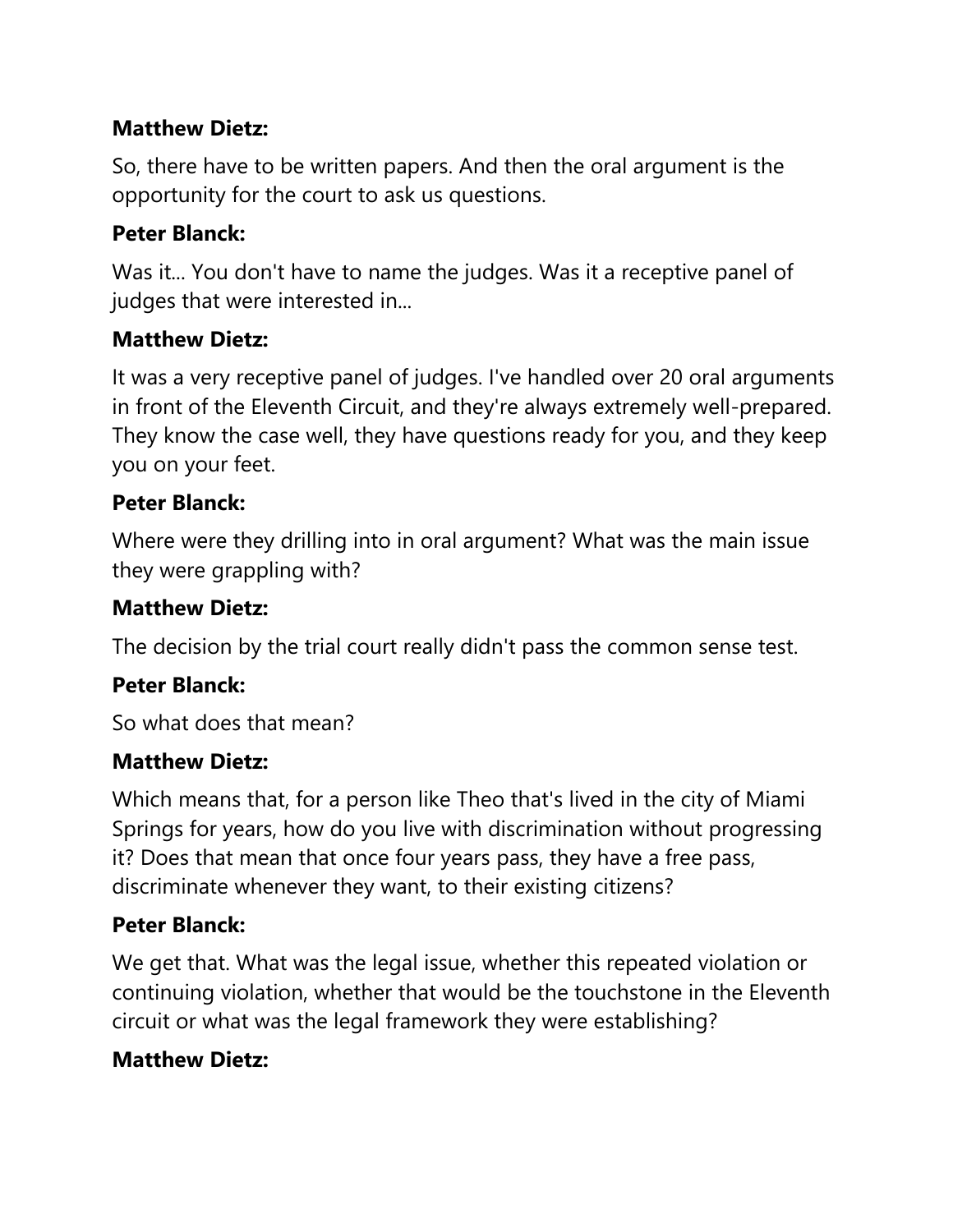**Matthew Dietz:**

So, there have to be written papers. And then the oral argument is the opportunity for the court to ask us questions.

**Peter Blanck:**

Was it... You don't have to name the judges. Was it a receptive panel of judges that were interested in...

**Matthew Dietz:**

It was a very receptive panel of judges. I've handled over 20 oral arguments in front of the Eleventh Circuit, and they're always extremely well-prepared. They know the case well, they have questions ready for you, and they keep you on your feet.

**Peter Blanck:**

Where were they drilling into in oral argument? What was the main issue they were grappling with?

**Matthew Dietz:**

The decision by the trial court really didn't pass the common sense test.

**Peter Blanck:**

So what does that mean?

**Matthew Dietz:**

Which means that, for a person like Theo that's lived in the city of Miami Springs for years, how do you live with discrimination without progressing it? Does that mean that once four years pass, they have a free pass, discriminate whenever they want, to their existing citizens?

**Peter Blanck:**

We get that. What was the legal issue, whether this repeated violation or continuing violation, whether that would be the touchstone in the Eleventh circuit or what was the legal framework they were establishing?

**Matthew Dietz:**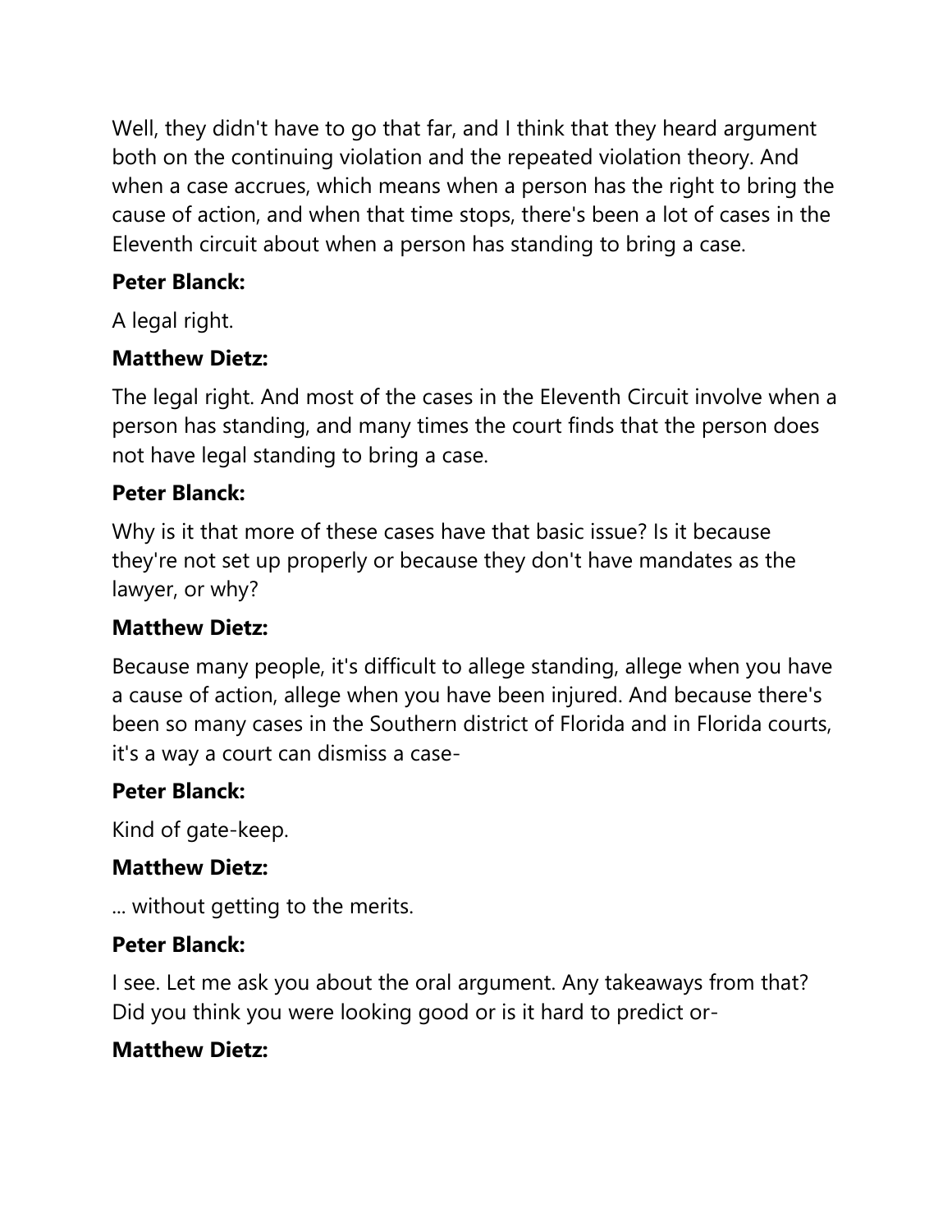Well, they didn't have to go that far, and I think that they heard argument both on the continuing violation and the repeated violation theory. And when a case accrues, which means when a person has the right to bring the cause of action, and when that time stops, there's been a lot of cases in the Eleventh circuit about when a person has standing to bring a case.

**Peter Blanck:**

A legal right.

**Matthew Dietz:**

The legal right. And most of the cases in the Eleventh Circuit involve when a person has standing, and many times the court finds that the person does not have legal standing to bring a case.

**Peter Blanck:**

Why is it that more of these cases have that basic issue? Is it because they're not set up properly or because they don't have mandates as the lawyer, or why?

**Matthew Dietz:**

Because many people, it's difficult to allege standing, allege when you have a cause of action, allege when you have been injured. And because there's been so many cases in the Southern district of Florida and in Florida courts, it's a way a court can dismiss a case-

**Peter Blanck:**

Kind of gate-keep.

**Matthew Dietz:**

... without getting to the merits.

**Peter Blanck:**

I see. Let me ask you about the oral argument. Any takeaways from that? Did you think you were looking good or is it hard to predict or-

**Matthew Dietz:**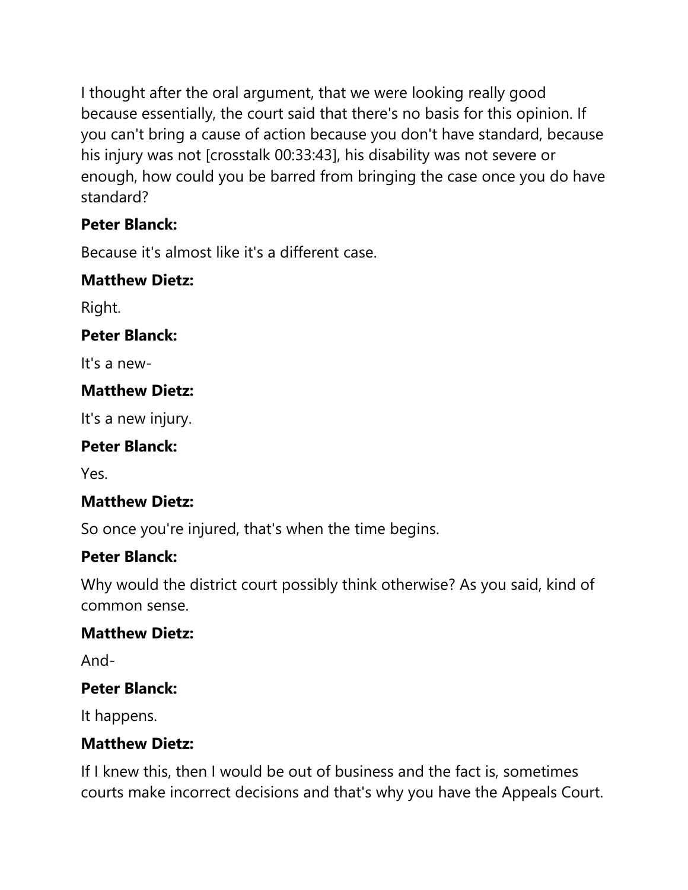I thought after the oral argument, that we were looking really good because essentially, the court said that there's no basis for this opinion. If you can't bring a cause of action because you don't have standard, because his injury was not [crosstalk 00:33:43], his disability was not severe or enough, how could you be barred from bringing the case once you do have standard?

**Peter Blanck:**

Because it's almost like it's a different case.

**Matthew Dietz:**

Right.

**Peter Blanck:**

It's a new-

**Matthew Dietz:**

It's a new injury.

**Peter Blanck:**

Yes.

**Matthew Dietz:**

So once you're injured, that's when the time begins.

**Peter Blanck:**

Why would the district court possibly think otherwise? As you said, kind of common sense.

**Matthew Dietz:**

And-

**Peter Blanck:**

It happens.

**Matthew Dietz:**

If I knew this, then I would be out of business and the fact is, sometimes courts make incorrect decisions and that's why you have the Appeals Court.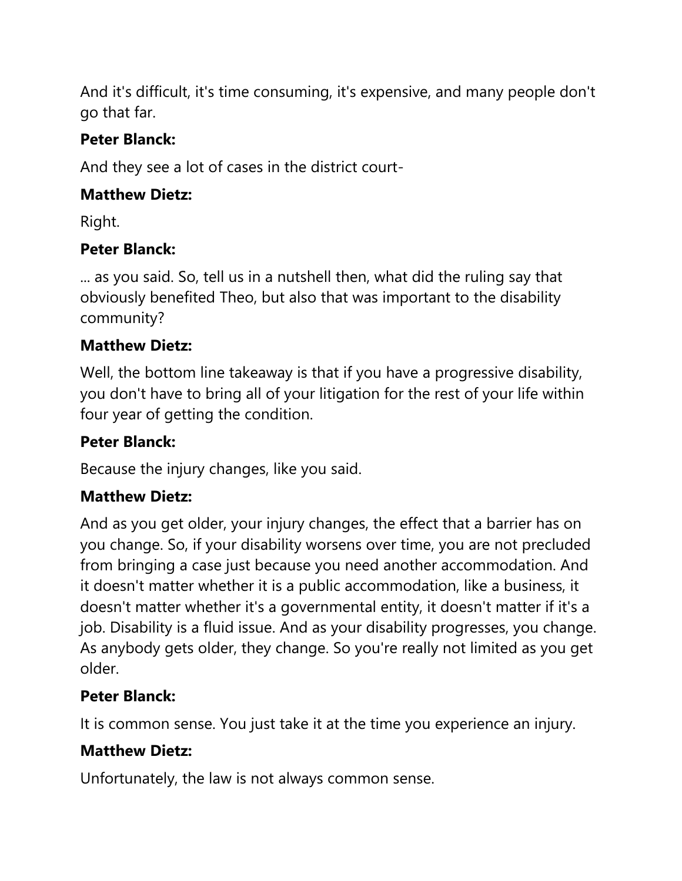And it's difficult, it's time consuming, it's expensive, and many people don't go that far.

**Peter Blanck:**

And they see a lot of cases in the district court-

**Matthew Dietz:**

Right.

**Peter Blanck:**

... as you said. So, tell us in a nutshell then, what did the ruling say that obviously benefited Theo, but also that was important to the disability community?

**Matthew Dietz:**

Well, the bottom line takeaway is that if you have a progressive disability, you don't have to bring all of your litigation for the rest of your life within four year of getting the condition.

**Peter Blanck:**

Because the injury changes, like you said.

**Matthew Dietz:**

And as you get older, your injury changes, the effect that a barrier has on you change. So, if your disability worsens over time, you are not precluded from bringing a case just because you need another accommodation. And it doesn't matter whether it is a public accommodation, like a business, it doesn't matter whether it's a governmental entity, it doesn't matter if it's a job. Disability is a fluid issue. And as your disability progresses, you change. As anybody gets older, they change. So you're really not limited as you get older.

**Peter Blanck:**

It is common sense. You just take it at the time you experience an injury.

**Matthew Dietz:**

Unfortunately, the law is not always common sense.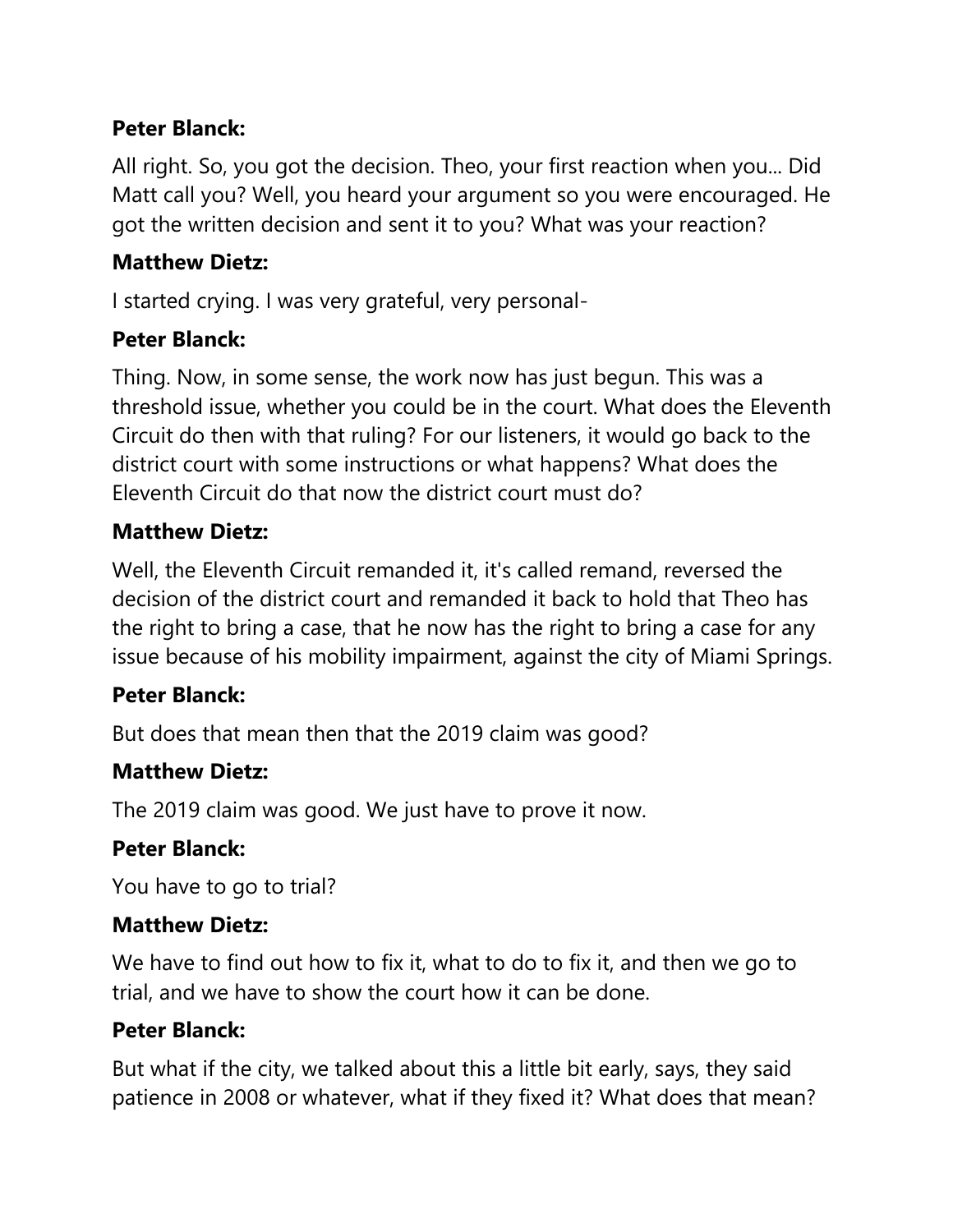**Peter Blanck:**

All right. So, you got the decision. Theo, your first reaction when you... Did Matt call you? Well, you heard your argument so you were encouraged. He got the written decision and sent it to you? What was your reaction?

**Matthew Dietz:**

I started crying. I was very grateful, very personal-

**Peter Blanck:**

Thing. Now, in some sense, the work now has just begun. This was a threshold issue, whether you could be in the court. What does the Eleventh Circuit do then with that ruling? For our listeners, it would go back to the district court with some instructions or what happens? What does the Eleventh Circuit do that now the district court must do?

**Matthew Dietz:**

Well, the Eleventh Circuit remanded it, it's called remand, reversed the decision of the district court and remanded it back to hold that Theo has the right to bring a case, that he now has the right to bring a case for any issue because of his mobility impairment, against the city of Miami Springs.

**Peter Blanck:**

But does that mean then that the 2019 claim was good?

**Matthew Dietz:**

The 2019 claim was good. We just have to prove it now.

**Peter Blanck:**

You have to go to trial?

**Matthew Dietz:**

We have to find out how to fix it, what to do to fix it, and then we go to trial, and we have to show the court how it can be done.

**Peter Blanck:**

But what if the city, we talked about this a little bit early, says, they said patience in 2008 or whatever, what if they fixed it? What does that mean?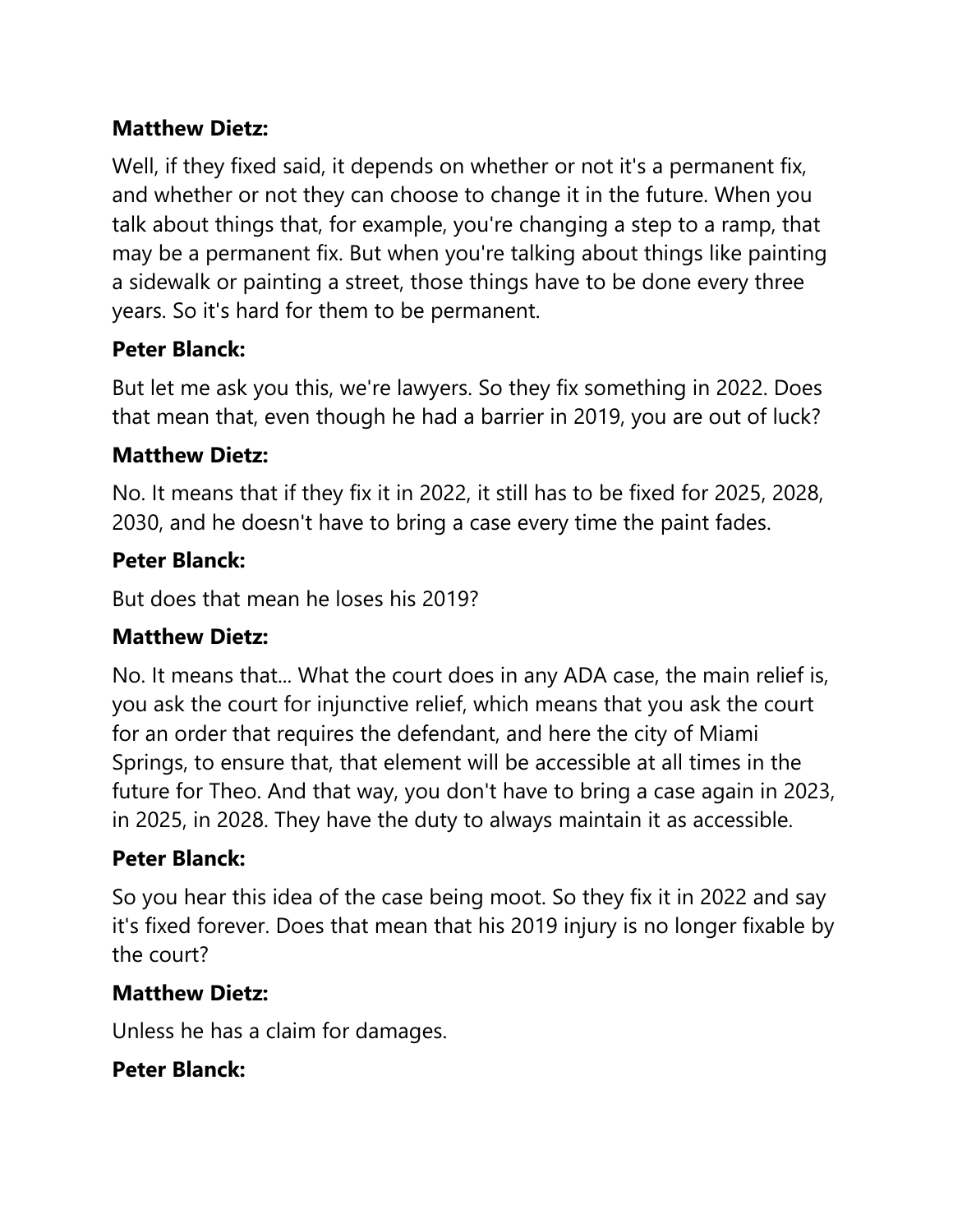**Matthew Dietz:**

Well, if they fixed said, it depends on whether or not it's a permanent fix, and whether or not they can choose to change it in the future. When you talk about things that, for example, you're changing a step to a ramp, that may be a permanent fix. But when you're talking about things like painting a sidewalk or painting a street, those things have to be done every three years. So it's hard for them to be permanent.

**Peter Blanck:**

But let me ask you this, we're lawyers. So they fix something in 2022. Does that mean that, even though he had a barrier in 2019, you are out of luck?

**Matthew Dietz:**

No. It means that if they fix it in 2022, it still has to be fixed for 2025, 2028, 2030, and he doesn't have to bring a case every time the paint fades.

**Peter Blanck:**

But does that mean he loses his 2019?

**Matthew Dietz:**

No. It means that... What the court does in any ADA case, the main relief is, you ask the court for injunctive relief, which means that you ask the court for an order that requires the defendant, and here the city of Miami Springs, to ensure that, that element will be accessible at all times in the future for Theo. And that way, you don't have to bring a case again in 2023, in 2025, in 2028. They have the duty to always maintain it as accessible.

**Peter Blanck:**

So you hear this idea of the case being moot. So they fix it in 2022 and say it's fixed forever. Does that mean that his 2019 injury is no longer fixable by the court?

**Matthew Dietz:**

Unless he has a claim for damages.

**Peter Blanck:**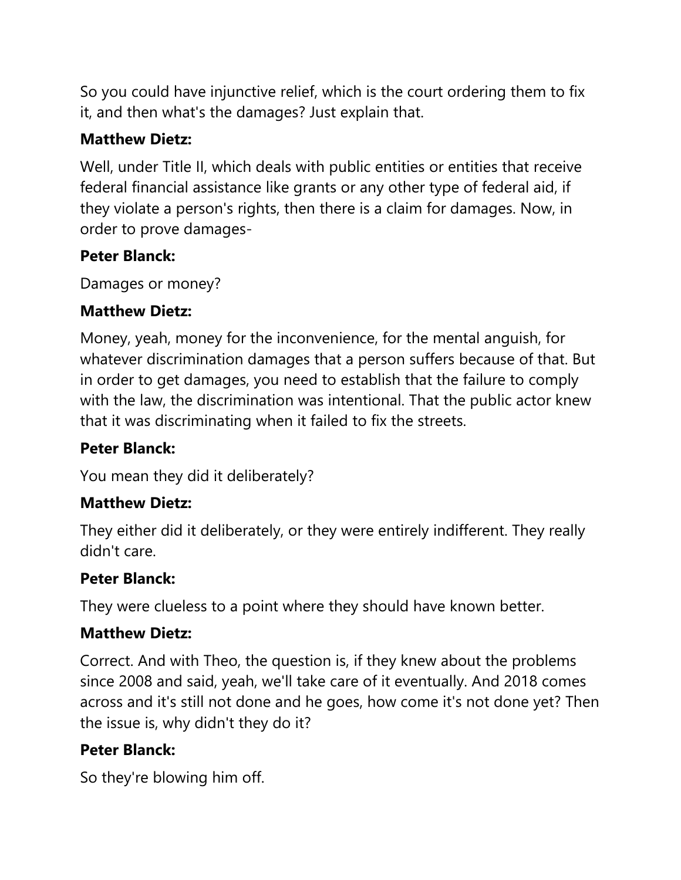So you could have injunctive relief, which is the court ordering them to fix it, and then what's the damages? Just explain that.

**Matthew Dietz:**

Well, under Title II, which deals with public entities or entities that receive federal financial assistance like grants or any other type of federal aid, if they violate a person's rights, then there is a claim for damages. Now, in order to prove damages-

**Peter Blanck:**

Damages or money?

**Matthew Dietz:**

Money, yeah, money for the inconvenience, for the mental anguish, for whatever discrimination damages that a person suffers because of that. But in order to get damages, you need to establish that the failure to comply with the law, the discrimination was intentional. That the public actor knew that it was discriminating when it failed to fix the streets.

**Peter Blanck:**

You mean they did it deliberately?

**Matthew Dietz:**

They either did it deliberately, or they were entirely indifferent. They really didn't care.

**Peter Blanck:**

They were clueless to a point where they should have known better.

**Matthew Dietz:**

Correct. And with Theo, the question is, if they knew about the problems since 2008 and said, yeah, we'll take care of it eventually. And 2018 comes across and it's still not done and he goes, how come it's not done yet? Then the issue is, why didn't they do it?

**Peter Blanck:**

So they're blowing him off.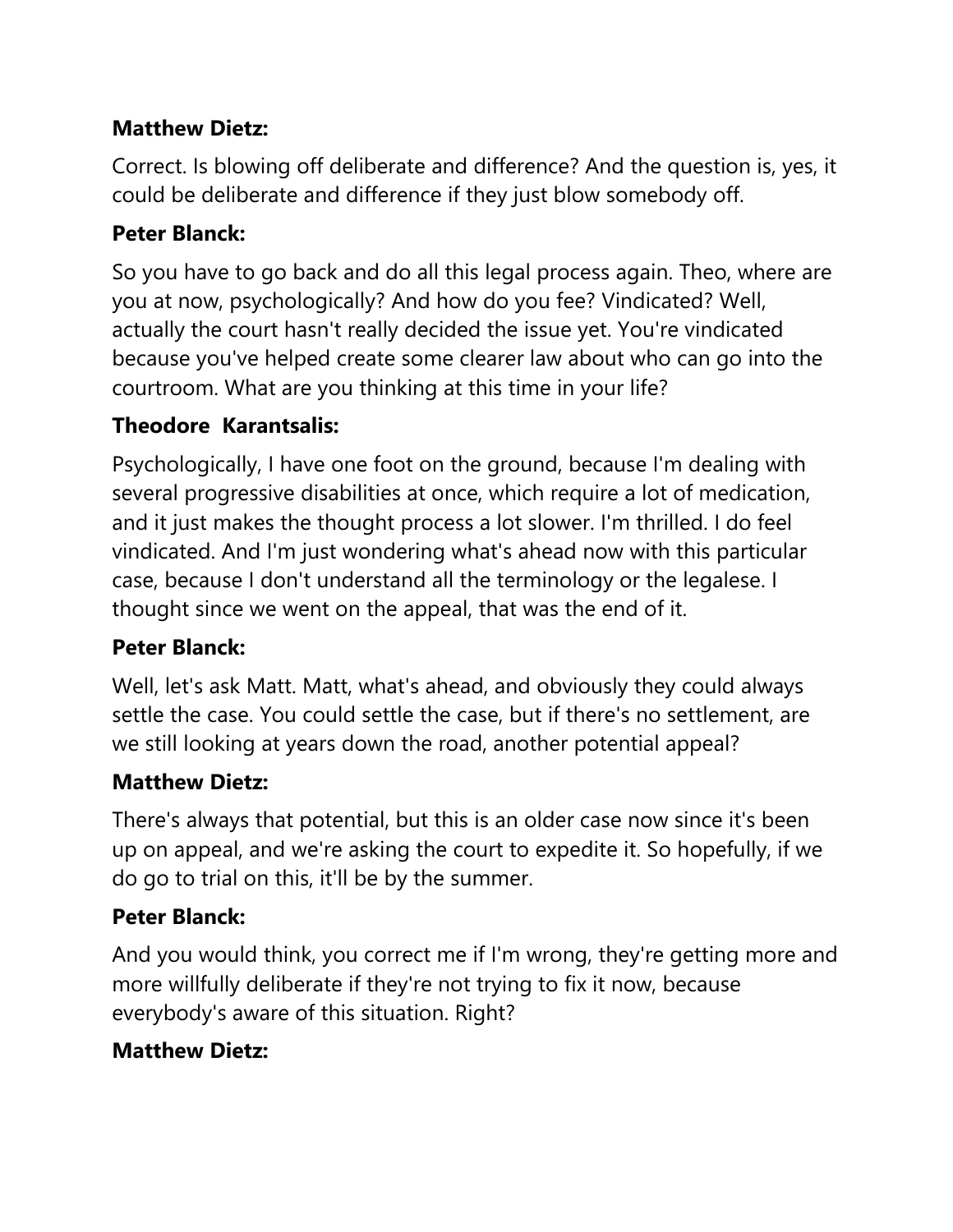**Matthew Dietz:**

Correct. Is blowing off deliberate and difference? And the question is, yes, it could be deliberate and difference if they just blow somebody off.

**Peter Blanck:**

So you have to go back and do all this legal process again. Theo, where are you at now, psychologically? And how do you fee? Vindicated? Well, actually the court hasn't really decided the issue yet. You're vindicated because you've helped create some clearer law about who can go into the courtroom. What are you thinking at this time in your life?

**Theodore Karantsalis:**

Psychologically, I have one foot on the ground, because I'm dealing with several progressive disabilities at once, which require a lot of medication, and it just makes the thought process a lot slower. I'm thrilled. I do feel vindicated. And I'm just wondering what's ahead now with this particular case, because I don't understand all the terminology or the legalese. I thought since we went on the appeal, that was the end of it.

**Peter Blanck:**

Well, let's ask Matt. Matt, what's ahead, and obviously they could always settle the case. You could settle the case, but if there's no settlement, are we still looking at years down the road, another potential appeal?

**Matthew Dietz:**

There's always that potential, but this is an older case now since it's been up on appeal, and we're asking the court to expedite it. So hopefully, if we do go to trial on this, it'll be by the summer.

**Peter Blanck:**

And you would think, you correct me if I'm wrong, they're getting more and more willfully deliberate if they're not trying to fix it now, because everybody's aware of this situation. Right?

**Matthew Dietz:**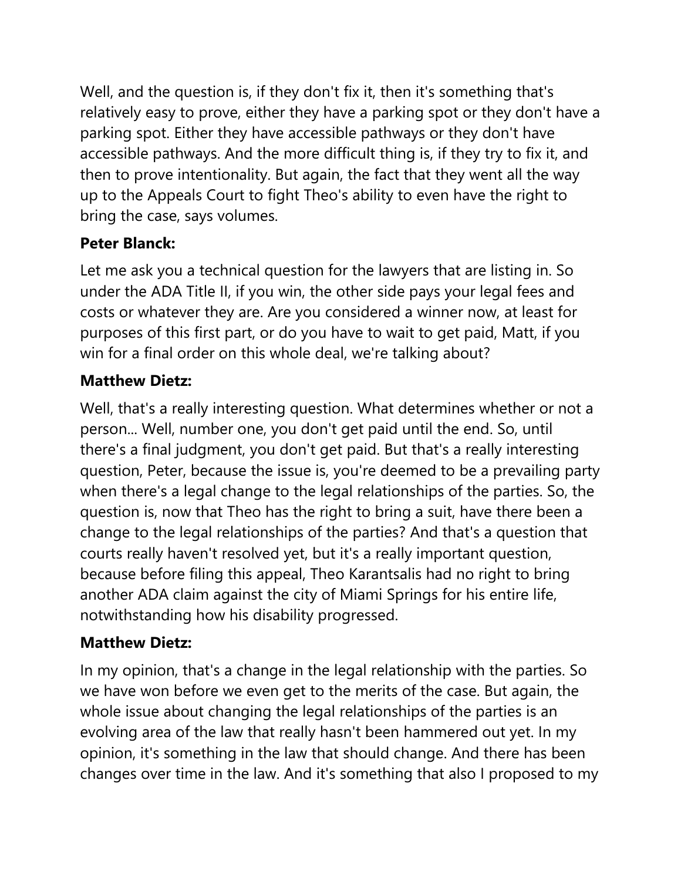Well, and the question is, if they don't fix it, then it's something that's relatively easy to prove, either they have a parking spot or they don't have a parking spot. Either they have accessible pathways or they don't have accessible pathways. And the more difficult thing is, if they try to fix it, and then to prove intentionality. But again, the fact that they went all the way up to the Appeals Court to fight Theo's ability to even have the right to bring the case, says volumes.

**Peter Blanck:**

Let me ask you a technical question for the lawyers that are listing in. So under the ADA Title II, if you win, the other side pays your legal fees and costs or whatever they are. Are you considered a winner now, at least for purposes of this first part, or do you have to wait to get paid, Matt, if you win for a final order on this whole deal, we're talking about?

**Matthew Dietz:**

Well, that's a really interesting question. What determines whether or not a person... Well, number one, you don't get paid until the end. So, until there's a final judgment, you don't get paid. But that's a really interesting question, Peter, because the issue is, you're deemed to be a prevailing party when there's a legal change to the legal relationships of the parties. So, the question is, now that Theo has the right to bring a suit, have there been a change to the legal relationships of the parties? And that's a question that courts really haven't resolved yet, but it's a really important question, because before filing this appeal, Theo Karantsalis had no right to bring another ADA claim against the city of Miami Springs for his entire life, notwithstanding how his disability progressed.

**Matthew Dietz:**

In my opinion, that's a change in the legal relationship with the parties. So we have won before we even get to the merits of the case. But again, the whole issue about changing the legal relationships of the parties is an evolving area of the law that really hasn't been hammered out yet. In my opinion, it's something in the law that should change. And there has been changes over time in the law. And it's something that also I proposed to my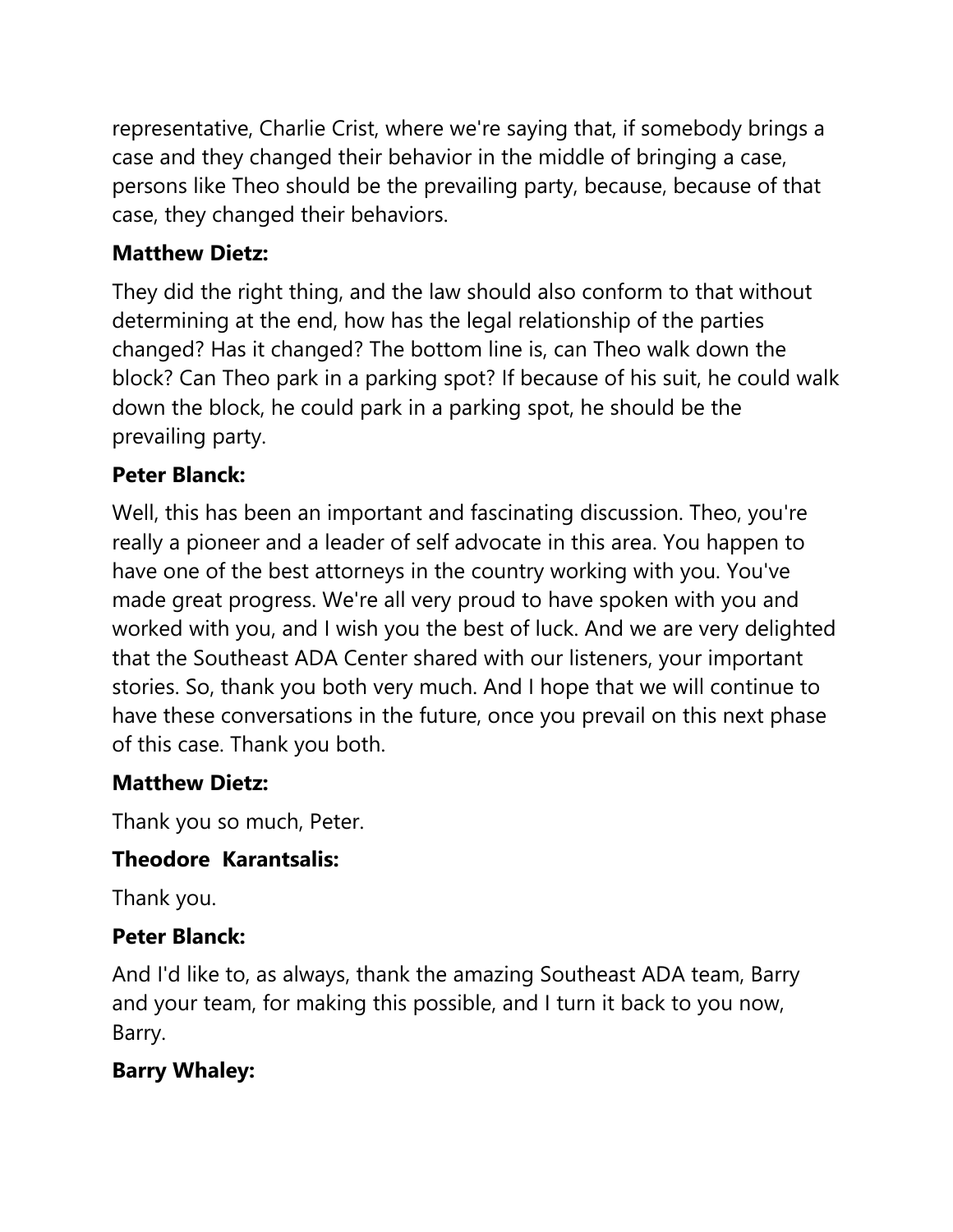representative, Charlie Crist, where we're saying that, if somebody brings a case and they changed their behavior in the middle of bringing a case, persons like Theo should be the prevailing party, because, because of that case, they changed their behaviors.

**Matthew Dietz:**

They did the right thing, and the law should also conform to that without determining at the end, how has the legal relationship of the parties changed? Has it changed? The bottom line is, can Theo walk down the block? Can Theo park in a parking spot? If because of his suit, he could walk down the block, he could park in a parking spot, he should be the prevailing party.

**Peter Blanck:**

Well, this has been an important and fascinating discussion. Theo, you're really a pioneer and a leader of self advocate in this area. You happen to have one of the best attorneys in the country working with you. You've made great progress. We're all very proud to have spoken with you and worked with you, and I wish you the best of luck. And we are very delighted that the Southeast ADA Center shared with our listeners, your important stories. So, thank you both very much. And I hope that we will continue to have these conversations in the future, once you prevail on this next phase of this case. Thank you both.

**Matthew Dietz:**

Thank you so much, Peter.

**Theodore Karantsalis:**

Thank you.

**Peter Blanck:**

And I'd like to, as always, thank the amazing Southeast ADA team, Barry and your team, for making this possible, and I turn it back to you now, Barry.

**Barry Whaley:**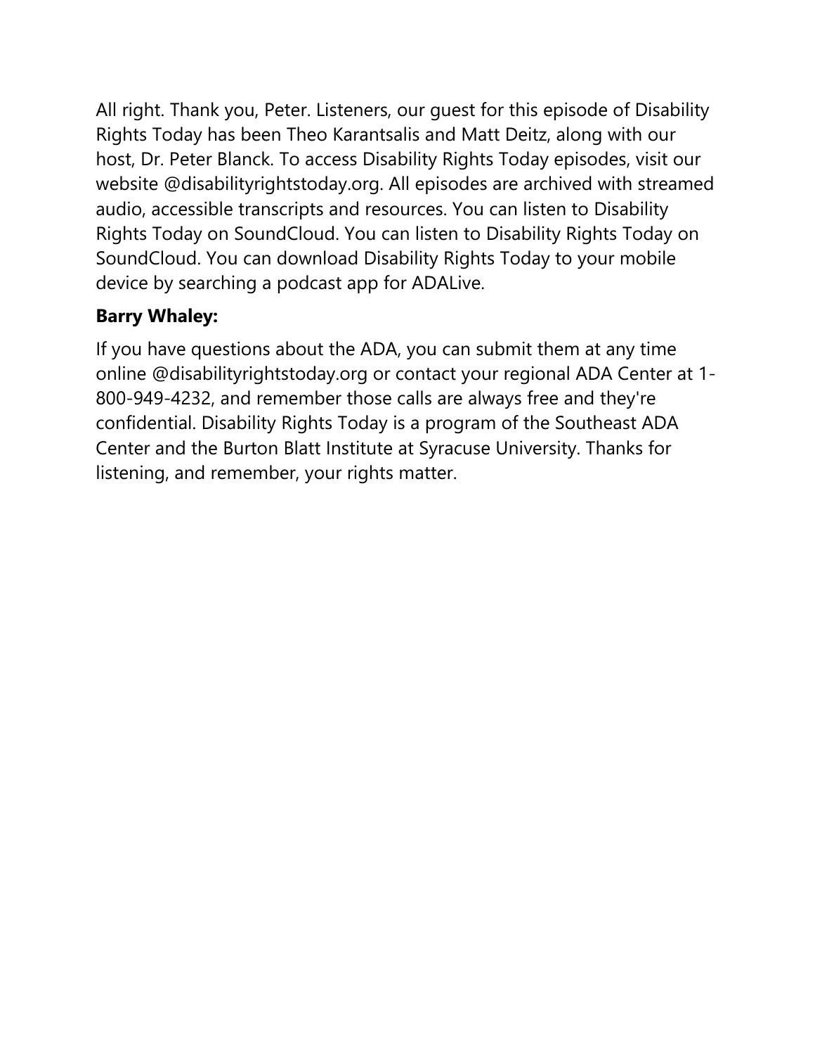All right. Thank you, Peter. Listeners, our guest for this episode of Disability Rights Today has been Theo Karantsalis and Matt Deitz, along with our host, Dr. Peter Blanck. To access Disability Rights Today episodes, visit our website @disabilityrightstoday.org. All episodes are archived with streamed audio, accessible transcripts and resources. You can listen to Disability Rights Today on SoundCloud. You can listen to Disability Rights Today on SoundCloud. You can download Disability Rights Today to your mobile device by searching a podcast app for ADALive.

**Barry Whaley:**

If you have questions about the ADA, you can submit them at any time online @disabilityrightstoday.org or contact your regional ADA Center at 1-800-949-4232, and remember those calls are always free and they're confidential. Disability Rights Today is a program of the Southeast ADA Center and the Burton Blatt Institute at Syracuse University. Thanks for listening, and remember, your rights matter.